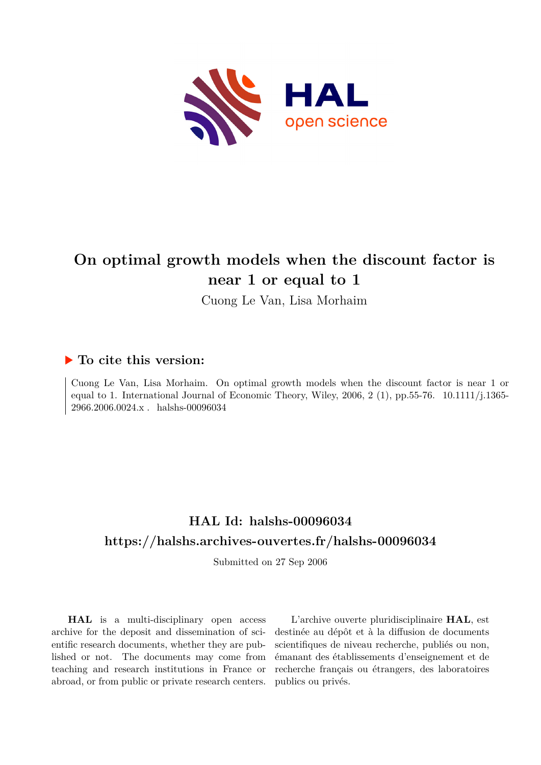# On optimal growth models when the discount factor is near 1 or equal to 1

Cuong Le Van, Lisa Morhaim

## ▶ To cite this version:

Cuong Le Van, Lisa Morhaim. On optimal growth models when the discount factor is near 1 or equal to 1. International Journal of Economic Theory, Wiley, 2006, 2 (1), pp.55-76. 10.1111/j.1365-2966.2006.0024.x . halshs-00096034

## HAL Id: halshs-00096034

## https://halshs.archives-ouvertes.fr/halshs-00096034

Submitted on 27 Sep 2006

**HAL** is a multi-disciplinary open access archive for the deposit and dissemination of scientific research documents, whether they are published or not. The documents may come from teaching and research institutions in France or abroad, or from public or private research centers.

L'archive ouverte pluridisciplinaire **HAL**, est destinée au dépôt et à la diffusion de documents scientifiques de niveau recherche, publiés ou non, émanant des établissements d'enseignement et de recherche français ou étrangers, des laboratoires publics ou privés.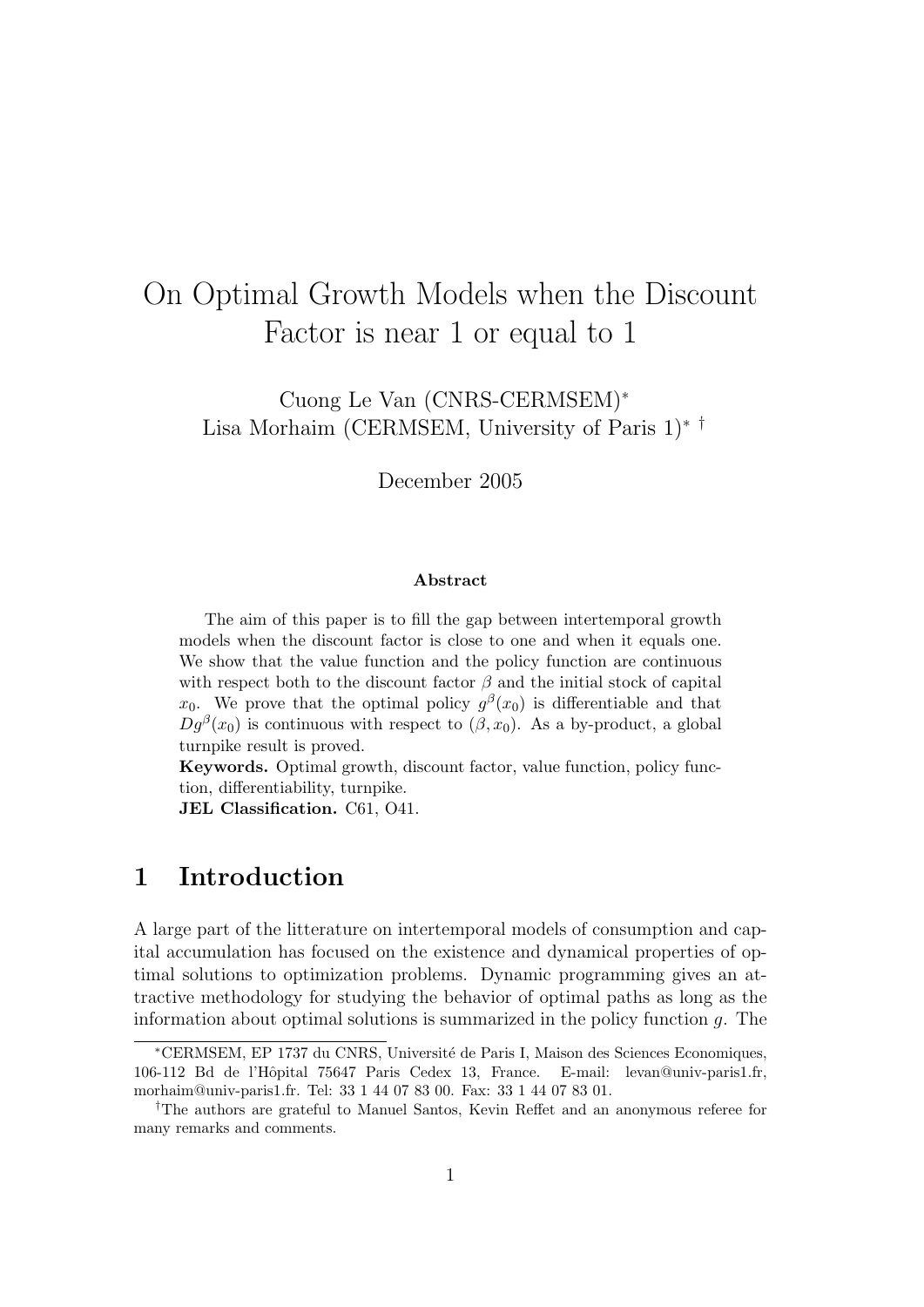# On Optimal Growth Models when the Discount Factor is near 1 or equal to 1

Cuong Le Van (CNRS-CERMSEM)*
Lisa Morhaim (CERMSEM, University of Paris 1)* †

December 2005

**Abstract**

The aim of this paper is to fill the gap between intertemporal growth models when the discount factor is close to one and when it equals one. We show that the value function and the policy function are continuous with respect both to the discount factor $\beta$ and the initial stock of capital $x_0$. We prove that the optimal policy $g^{\beta}(x_0)$ is differentiable and that $Dg^{\beta}(x_0)$ is continuous with respect to $(\beta, x_0)$. As a by-product, a global turnpike result is proved.

**Keywords.** Optimal growth, discount factor, value function, policy function, differentiability, turnpike.

**JEL Classification.** C61, O41.

## 1 Introduction

A large part of the litterature on intertemporal models of consumption and capital accumulation has focused on the existence and dynamical properties of optimal solutions to optimization problems. Dynamic programming gives an attractive methodology for studying the behavior of optimal paths as long as the information about optimal solutions is summarized in the policy function $g$. The

---

*CERMSEM, EP 1737 du CNRS, Université de Paris I, Maison des Sciences Economiques, 106-112 Bd de l'Hôpital 75647 Paris Cedex 13, France. E-mail: levan@univ-paris1.fr, morhaim@univ-paris1.fr. Tel: 33 1 44 07 83 00. Fax: 33 1 44 07 83 01.

†The authors are grateful to Manuel Santos, Kevin Reffet and an anonymous referee for many remarks and comments.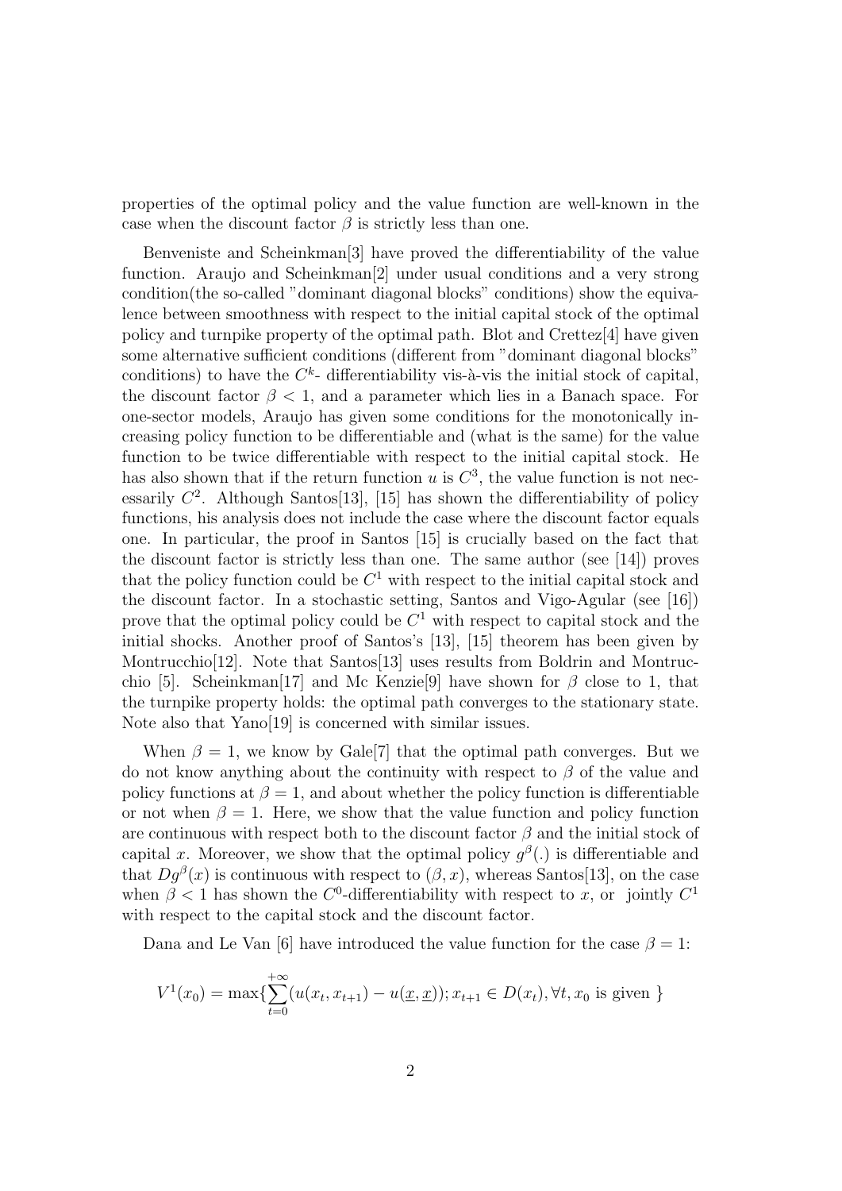properties of the optimal policy and the value function are well-known in the case when the discount factor $\beta$ is strictly less than one.

Benveniste and Scheinkman[3] have proved the differentiability of the value function. Araujo and Scheinkman[2] under usual conditions and a very strong condition(the so-called "dominant diagonal blocks" conditions) show the equivalence between smoothness with respect to the initial capital stock of the optimal policy and turnpike property of the optimal path. Blot and Crettez[4] have given some alternative sufficient conditions (different from "dominant diagonal blocks" conditions) to have the $C^k$- differentiability vis-à-vis the initial stock of capital, the discount factor $\beta < 1$, and a parameter which lies in a Banach space. For one-sector models, Araujo has given some conditions for the monotonically increasing policy function to be differentiable and (what is the same) for the value function to be twice differentiable with respect to the initial capital stock. He has also shown that if the return function $u$ is $C^3$, the value function is not necessarily $C^2$. Although Santos[13], [15] has shown the differentiability of policy functions, his analysis does not include the case where the discount factor equals one. In particular, the proof in Santos [15] is crucially based on the fact that the discount factor is strictly less than one. The same author (see [14]) proves that the policy function could be $C^1$ with respect to the initial capital stock and the discount factor. In a stochastic setting, Santos and Vigo-Agular (see [16]) prove that the optimal policy could be $C^1$ with respect to capital stock and the initial shocks. Another proof of Santos's [13], [15] theorem has been given by Montrucchio[12]. Note that Santos[13] uses results from Boldrin and Montrucchio [5]. Scheinkman[17] and Mc Kenzie[9] have shown for $\beta$ close to 1, that the turnpike property holds: the optimal path converges to the stationary state. Note also that Yano[19] is concerned with similar issues.

When $\beta = 1$, we know by Gale[7] that the optimal path converges. But we do not know anything about the continuity with respect to $\beta$ of the value and policy functions at $\beta = 1$, and about whether the policy function is differentiable or not when $\beta = 1$. Here, we show that the value function and policy function are continuous with respect both to the discount factor $\beta$ and the initial stock of capital $x$. Moreover, we show that the optimal policy $g^\beta(.)$ is differentiable and that $Dg^\beta(x)$ is continuous with respect to $(\beta, x)$, whereas Santos[13], on the case when $\beta < 1$ has shown the $C^0$-differentiability with respect to $x$, or jointly $C^1$ with respect to the capital stock and the discount factor.

Dana and Le Van [6] have introduced the value function for the case $\beta = 1$:

$$V^1(x_0) = \max\{\sum_{t=0}^{+\infty}(u(x_t, x_{t+1}) - u(\underline{x}, \underline{x})); x_{t+1} \in D(x_t), \forall t, x_0 \text{ is given } \}$$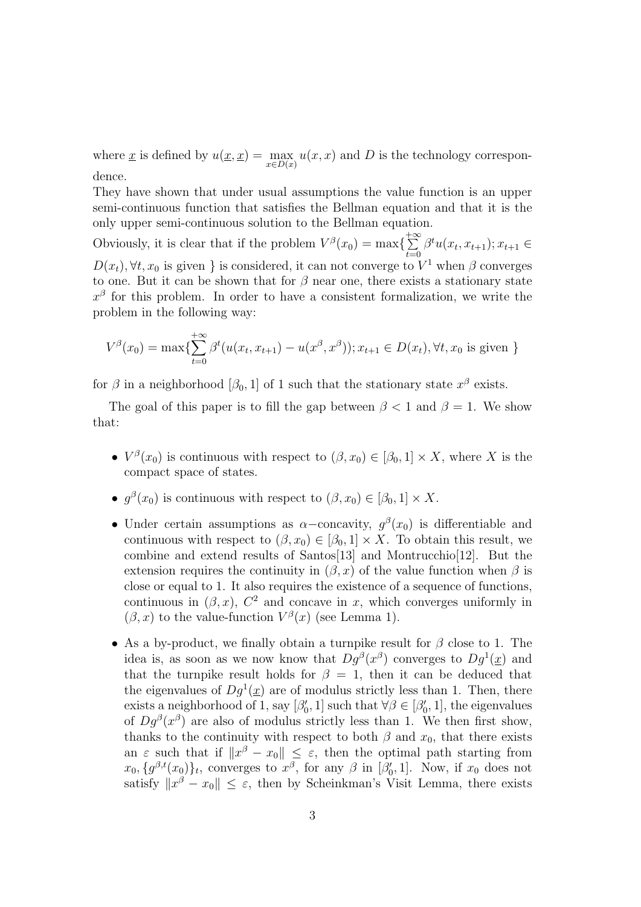where $\underline{x}$ is defined by $u(\underline{x}, \underline{x}) = \max_{x \in D(x)} u(x, x)$ and $D$ is the technology correspondence.

They have shown that under usual assumptions the value function is an upper semi-continuous function that satisfies the Bellman equation and that it is the only upper semi-continuous solution to the Bellman equation.

Obviously, it is clear that if the problem $V^\beta(x_0) = \max\{\sum_{t=0}^{+\infty} \beta^t u(x_t, x_{t+1}); x_{t+1} \in D(x_t), \forall t, x_0 \text{ is given }\}$ is considered, it can not converge to $V^1$ when $\beta$ converges to one. But it can be shown that for $\beta$ near one, there exists a stationary state $x^\beta$ for this problem. In order to have a consistent formalization, we write the problem in the following way:

$$V^\beta(x_0) = \max\{\sum_{t=0}^{+\infty} \beta^t (u(x_t, x_{t+1}) - u(x^\beta, x^\beta)); x_{t+1} \in D(x_t), \forall t, x_0 \text{ is given }\}$$

for $\beta$ in a neighborhood $[\beta_0, 1]$ of 1 such that the stationary state $x^\beta$ exists.

The goal of this paper is to fill the gap between $\beta < 1$ and $\beta = 1$. We show that:

- $V^\beta(x_0)$ is continuous with respect to $(\beta, x_0) \in [\beta_0, 1] \times X$, where $X$ is the compact space of states.
- $g^\beta(x_0)$ is continuous with respect to $(\beta, x_0) \in [\beta_0, 1] \times X$.
- Under certain assumptions as $\alpha-$concavity, $g^\beta(x_0)$ is differentiable and continuous with respect to $(\beta, x_0) \in [\beta_0, 1] \times X$. To obtain this result, we combine and extend results of Santos[13] and Montrucchio[12]. But the extension requires the continuity in $(\beta, x)$ of the value function when $\beta$ is close or equal to 1. It also requires the existence of a sequence of functions, continuous in $(\beta, x)$, $C^2$ and concave in $x$, which converges uniformly in $(\beta, x)$ to the value-function $V^\beta(x)$ (see Lemma 1).
- As a by-product, we finally obtain a turnpike result for $\beta$ close to 1. The idea is, as soon as we now know that $Dg^\beta(x^\beta)$ converges to $Dg^1(\underline{x})$ and that the turnpike result holds for $\beta = 1$, then it can be deduced that the eigenvalues of $Dg^1(\underline{x})$ are of modulus strictly less than 1. Then, there exists a neighborhood of 1, say $[\beta_0', 1]$ such that $\forall \beta \in [\beta_0', 1]$, the eigenvalues of $Dg^\beta(x^\beta)$ are also of modulus strictly less than 1. We then first show, thanks to the continuity with respect to both $\beta$ and $x_0$, that there exists an $\varepsilon$ such that if $\|x^\beta - x_0\| \leq \varepsilon$, then the optimal path starting from $x_0$, $\{g^{\beta,t}(x_0)\}_t$, converges to $x^\beta$, for any $\beta$ in $[\beta_0', 1]$. Now, if $x_0$ does not satisfy $\|x^\beta - x_0\| \leq \varepsilon$, then by Scheinkman's Visit Lemma, there exists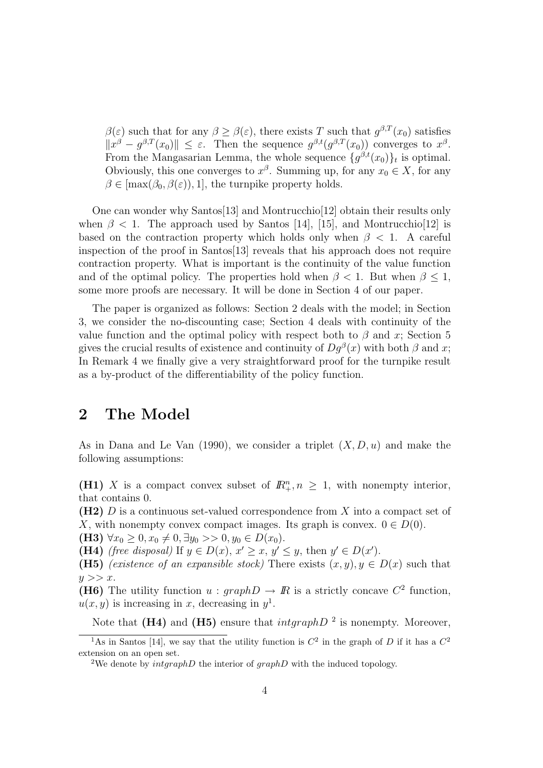$\beta(\varepsilon)$ such that for any $\beta \geq \beta(\varepsilon)$, there exists $T$ such that $g^{\beta,T}(x_0)$ satisfies $\|x^\beta - g^{\beta,T}(x_0)\| \leq \varepsilon$. Then the sequence $g^{\beta,t}(g^{\beta,T}(x_0))$ converges to $x^\beta$. From the Mangasarian Lemma, the whole sequence $\{g^{\beta,t}(x_0)\}_t$ is optimal. Obviously, this one converges to $x^\beta$. Summing up, for any $x_0 \in X$, for any $\beta \in [\max(\beta_0, \beta(\varepsilon)), 1]$, the turnpike property holds.

One can wonder why Santos[13] and Montrucchio[12] obtain their results only when $\beta < 1$. The approach used by Santos [14], [15], and Montrucchio[12] is based on the contraction property which holds only when $\beta < 1$. A careful inspection of the proof in Santos[13] reveals that his approach does not require contraction property. What is important is the continuity of the value function and of the optimal policy. The properties hold when $\beta < 1$. But when $\beta \leq 1$, some more proofs are necessary. It will be done in Section 4 of our paper.

The paper is organized as follows: Section 2 deals with the model; in Section 3, we consider the no-discounting case; Section 4 deals with continuity of the value function and the optimal policy with respect both to $\beta$ and $x$; Section 5 gives the crucial results of existence and continuity of $Dg^\beta(x)$ with both $\beta$ and $x$; In Remark 4 we finally give a very straightforward proof for the turnpike result as a by-product of the differentiability of the policy function.

## 2 The Model

As in Dana and Le Van (1990), we consider a triplet $(X, D, u)$ and make the following assumptions:

**(H1)** $X$ is a compact convex subset of $\mathbb{R}^n_+, n \geq 1$, with nonempty interior, that contains 0.
**(H2)** $D$ is a continuous set-valued correspondence from $X$ into a compact set of $X$, with nonempty convex compact images. Its graph is convex. $0 \in D(0)$.
**(H3)** $\forall x_0 \geq 0, x_0 \neq 0, \exists y_0 >> 0, y_0 \in D(x_0)$.
**(H4)** *(free disposal)* If $y \in D(x)$, $x' \geq x$, $y' \leq y$, then $y' \in D(x')$.
**(H5)** *(existence of an expansible stock)* There exists $(x, y), y \in D(x)$ such that $y >> x$.
**(H6)** The utility function $u : graphD \rightarrow \mathbb{R}$ is a strictly concave $C^2$ function, $u(x, y)$ is increasing in $x$, decreasing in $y$[1].

Note that **(H4)** and **(H5)** ensure that $intgraphD$ [2] is nonempty. Moreover,

[1] As in Santos [14], we say that the utility function is $C^2$ in the graph of $D$ if it has a $C^2$ extension on an open set.

[2] We denote by $intgraphD$ the interior of $graphD$ with the induced topology.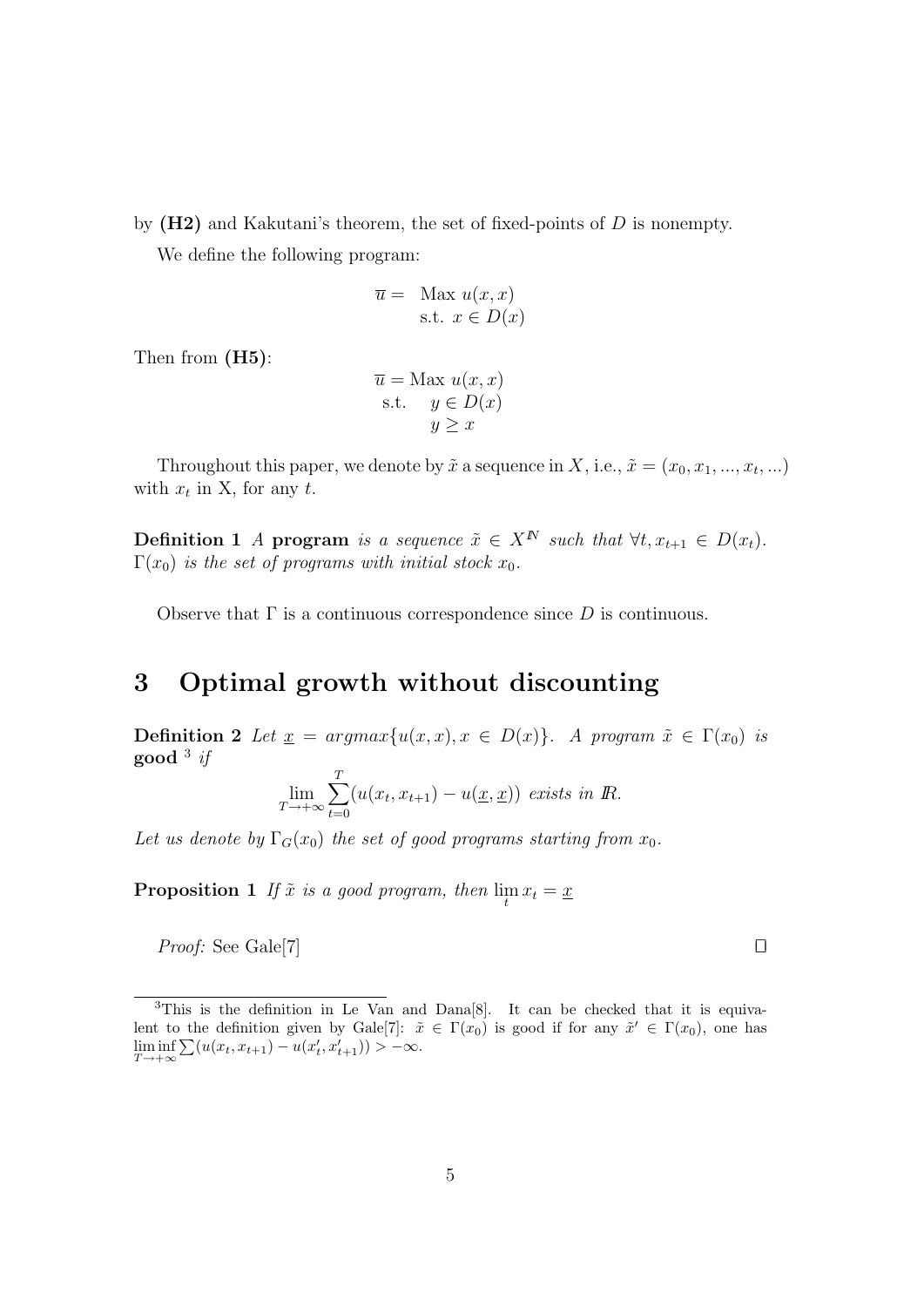by **(H2)** and Kakutani's theorem, the set of fixed-points of $D$ is nonempty.

We define the following program:

$$\overline{u} = \begin{array}{l} \text{Max } u(x,x) \\ \text{s.t. } x \in D(x) \end{array}$$

Then from **(H5)**:

$$\overline{u} = \begin{array}{ll} \text{Max } u(x,x) & \\ \text{s.t.} & y \in D(x) \\ & y \geq x \end{array}$$

Throughout this paper, we denote by $\tilde{x}$ a sequence in $X$, i.e., $\tilde{x} = (x_0, x_1, ..., x_t, ...)$ with $x_t$ in X, for any $t$.

**Definition 1** *A* **program** *is a sequence* $\tilde{x} \in X^{\mathbb{N}}$ *such that* $\forall t, x_{t+1} \in D(x_t)$. $\Gamma(x_0)$ *is the set of programs with initial stock* $x_0$.

Observe that $\Gamma$ is a continuous correspondence since $D$ is continuous.

# 3 Optimal growth without discounting

**Definition 2** *Let* $\underline{x} = argmax\{u(x,x), x \in D(x)\}$. *A program* $\tilde{x} \in \Gamma(x_0)$ *is* **good** [3] *if*

$$\lim_{T \to +\infty} \sum_{t=0}^{T} (u(x_t, x_{t+1}) - u(\underline{x}, \underline{x})) \text{ exists in } \mathbb{R}.$$

*Let us denote by* $\Gamma_G(x_0)$ *the set of good programs starting from* $x_0$.

**Proposition 1** *If* $\tilde{x}$ *is a good program, then* $\lim_t x_t = \underline{x}$

*Proof:* See Gale[7] □

[3] This is the definition in Le Van and Dana[8]. It can be checked that it is equivalent to the definition given by Gale[7]: $\tilde{x} \in \Gamma(x_0)$ is good if for any $\tilde{x}' \in \Gamma(x_0)$, one has $\liminf_{T \to +\infty} \sum (u(x_t, x_{t+1}) - u(x'_t, x'_{t+1})) > -\infty$.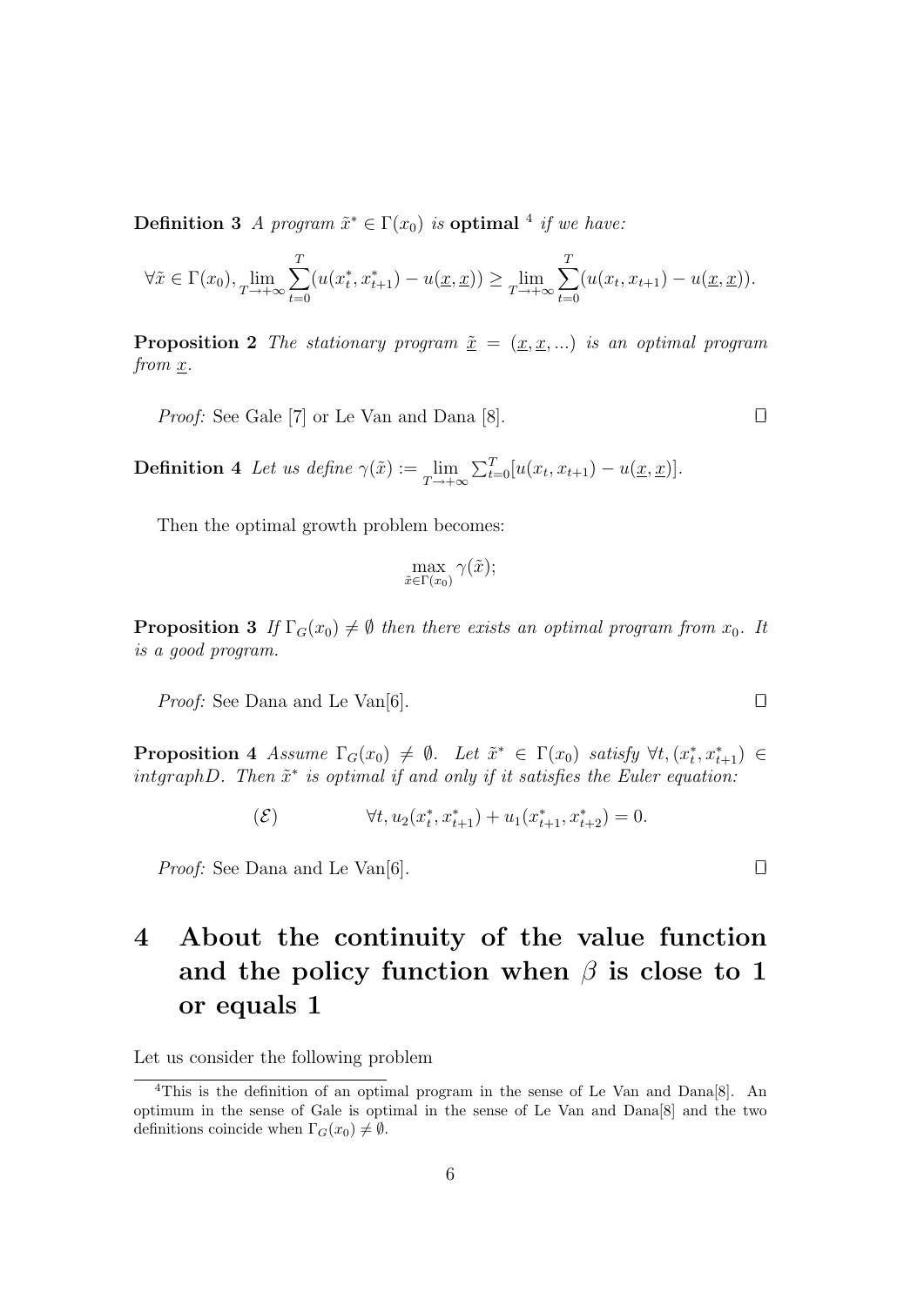**Definition 3** *A program $\tilde{x}^* \in \Gamma(x_0)$ is* **optimal** [4] *if we have:*

$$\forall \tilde{x} \in \Gamma(x_0), \underline{\lim}_{T \to +\infty} \sum_{t=0}^{T} (u(x_t^*, x_{t+1}^*) - u(\underline{x}, \underline{x})) \geq \underline{\lim}_{T \to +\infty} \sum_{t=0}^{T} (u(x_t, x_{t+1}) - u(\underline{x}, \underline{x})).$$

**Proposition 2** *The stationary program $\tilde{\underline{x}} = (\underline{x}, \underline{x}, ...)$ is an optimal program from $\underline{x}$.*

*Proof:* See Gale [7] or Le Van and Dana [8]. □

**Definition 4** *Let us define $\gamma(\tilde{x}) := \underline{\lim}_{T \to +\infty} \sum_{t=0}^{T} [u(x_t, x_{t+1}) - u(\underline{x}, \underline{x})]$.*

Then the optimal growth problem becomes:

$$\max_{\tilde{x} \in \Gamma(x_0)} \gamma(\tilde{x});$$

**Proposition 3** *If $\Gamma_G(x_0) \neq \emptyset$ then there exists an optimal program from $x_0$. It is a good program.*

*Proof:* See Dana and Le Van[6]. □

**Proposition 4** *Assume $\Gamma_G(x_0) \neq \emptyset$. Let $\tilde{x}^* \in \Gamma(x_0)$ satisfy $\forall t, (x_t^*, x_{t+1}^*) \in intgraphD$. Then $\tilde{x}^*$ is optimal if and only if it satisfies the Euler equation:*

$$(\mathcal{E}) \qquad \forall t, u_2(x_t^*, x_{t+1}^*) + u_1(x_{t+1}^*, x_{t+2}^*) = 0.$$

*Proof:* See Dana and Le Van[6]. □

# 4 About the continuity of the value function and the policy function when $\beta$ is close to 1 or equals 1

Let us consider the following problem

[4] This is the definition of an optimal program in the sense of Le Van and Dana[8]. An optimum in the sense of Gale is optimal in the sense of Le Van and Dana[8] and the two definitions coincide when $\Gamma_G(x_0) \neq \emptyset$.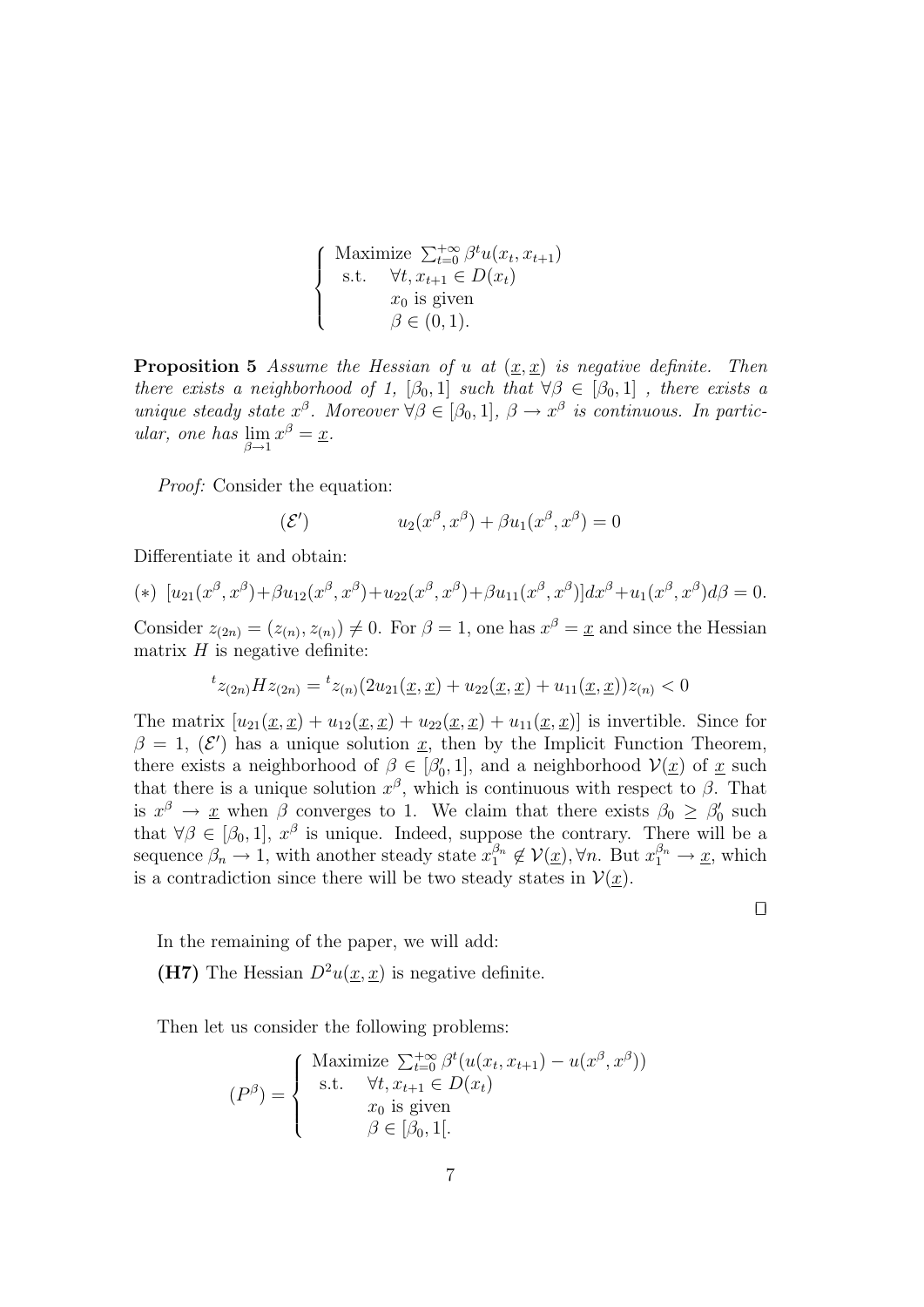$$\left\{\begin{array}{ll}\text{Maximize } \sum_{t=0}^{+\infty} \beta^t u(x_t, x_{t+1}) \\ \text{s.t.} \quad \forall t, x_{t+1} \in D(x_t) \\ \qquad x_0 \text{ is given} \\ \qquad \beta \in (0,1). \end{array}\right.$$

**Proposition 5** *Assume the Hessian of $u$ at $(\underline{x}, \underline{x})$ is negative definite. Then there exists a neighborhood of 1, $[\beta_0, 1]$ such that $\forall \beta \in [\beta_0, 1]$ , there exists a unique steady state $x^\beta$. Moreover $\forall \beta \in [\beta_0, 1]$, $\beta \to x^\beta$ is continuous. In particular, one has $\lim_{\beta \to 1} x^\beta = \underline{x}$.*

*Proof:* Consider the equation:

$$(\mathcal{E}') \qquad u_2(x^\beta, x^\beta) + \beta u_1(x^\beta, x^\beta) = 0$$

Differentiate it and obtain:

$$(*) \;\; [u_{21}(x^\beta, x^\beta) + \beta u_{12}(x^\beta, x^\beta) + u_{22}(x^\beta, x^\beta) + \beta u_{11}(x^\beta, x^\beta)]dx^\beta + u_1(x^\beta, x^\beta)d\beta = 0.$$

Consider $z_{(2n)} = (z_{(n)}, z_{(n)}) \neq 0$. For $\beta = 1$, one has $x^\beta = \underline{x}$ and since the Hessian matrix $H$ is negative definite:

$${}^t z_{(2n)} H z_{(2n)} = {}^t z_{(n)} (2u_{21}(\underline{x}, \underline{x}) + u_{22}(\underline{x}, \underline{x}) + u_{11}(\underline{x}, \underline{x})) z_{(n)} < 0$$

The matrix $[u_{21}(\underline{x}, \underline{x}) + u_{12}(\underline{x}, \underline{x}) + u_{22}(\underline{x}, \underline{x}) + u_{11}(\underline{x}, \underline{x})]$ is invertible. Since for $\beta = 1$, $(\mathcal{E}')$ has a unique solution $\underline{x}$, then by the Implicit Function Theorem, there exists a neighborhood of $\beta \in [\beta_0', 1]$, and a neighborhood $\mathcal{V}(\underline{x})$ of $\underline{x}$ such that there is a unique solution $x^\beta$, which is continuous with respect to $\beta$. That is $x^\beta \to \underline{x}$ when $\beta$ converges to 1. We claim that there exists $\beta_0 \geq \beta_0'$ such that $\forall \beta \in [\beta_0, 1]$, $x^\beta$ is unique. Indeed, suppose the contrary. There will be a sequence $\beta_n \to 1$, with another steady state $x_1^{\beta_n} \notin \mathcal{V}(\underline{x}), \forall n$. But $x_1^{\beta_n} \to \underline{x}$, which is a contradiction since there will be two steady states in $\mathcal{V}(\underline{x})$.

□

In the remaining of the paper, we will add:

**(H7)** The Hessian $D^2 u(\underline{x}, \underline{x})$ is negative definite.

Then let us consider the following problems:

$$(P^\beta) = \left\{\begin{array}{ll}\text{Maximize } \sum_{t=0}^{+\infty} \beta^t (u(x_t, x_{t+1}) - u(x^\beta, x^\beta)) \\ \text{s.t.} \quad \forall t, x_{t+1} \in D(x_t) \\ \qquad x_0 \text{ is given} \\ \qquad \beta \in [\beta_0, 1[. \end{array}\right.$$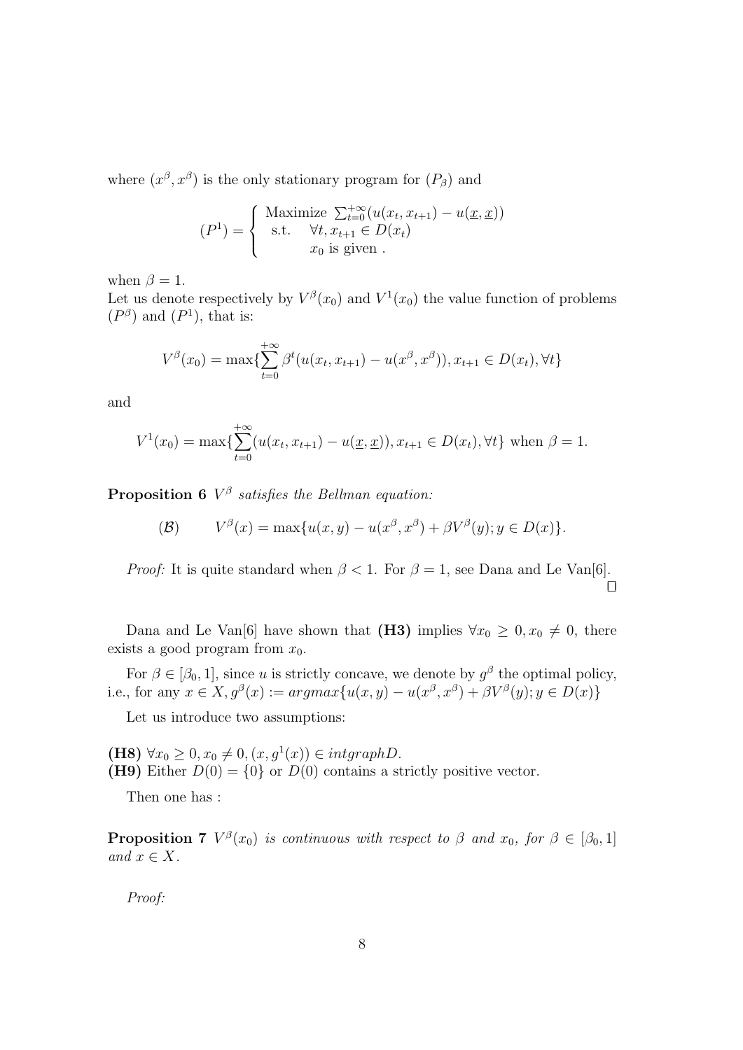where $(x^\beta, x^\beta)$ is the only stationary program for $(P_\beta)$ and

$$(P^1) = \begin{cases} \text{Maximize } \sum_{t=0}^{+\infty}(u(x_t, x_{t+1}) - u(\underline{x}, \underline{x})) \\ \text{s.t.} \quad \forall t, x_{t+1} \in D(x_t) \\ \qquad\quad x_0 \text{ is given .} \end{cases}$$

when $\beta = 1$.
Let us denote respectively by $V^\beta(x_0)$ and $V^1(x_0)$ the value function of problems $(P^\beta)$ and $(P^1)$, that is:

$$V^\beta(x_0) = \max\{\sum_{t=0}^{+\infty} \beta^t (u(x_t, x_{t+1}) - u(x^\beta, x^\beta)), x_{t+1} \in D(x_t), \forall t\}$$

and

$$V^1(x_0) = \max\{\sum_{t=0}^{+\infty}(u(x_t, x_{t+1}) - u(\underline{x}, \underline{x})), x_{t+1} \in D(x_t), \forall t\} \text{ when } \beta = 1.$$

**Proposition 6** *$V^\beta$ satisfies the Bellman equation:*

$$(\mathcal{B}) \qquad V^\beta(x) = \max\{u(x, y) - u(x^\beta, x^\beta) + \beta V^\beta(y); y \in D(x)\}.$$

*Proof:* It is quite standard when $\beta < 1$. For $\beta = 1$, see Dana and Le Van[6]. $\square$

Dana and Le Van[6] have shown that **(H3)** implies $\forall x_0 \geq 0, x_0 \neq 0$, there exists a good program from $x_0$.

For $\beta \in [\beta_0, 1]$, since $u$ is strictly concave, we denote by $g^\beta$ the optimal policy, i.e., for any $x \in X, g^\beta(x) := argmax\{u(x, y) - u(x^\beta, x^\beta) + \beta V^\beta(y); y \in D(x)\}$

Let us introduce two assumptions:

**(H8)** $\forall x_0 \geq 0, x_0 \neq 0, (x, g^1(x)) \in int graph D$.
**(H9)** Either $D(0) = \{0\}$ or $D(0)$ contains a strictly positive vector.

Then one has :

**Proposition 7** *$V^\beta(x_0)$ is continuous with respect to $\beta$ and $x_0$, for $\beta \in [\beta_0, 1]$ and $x \in X$.*

*Proof:*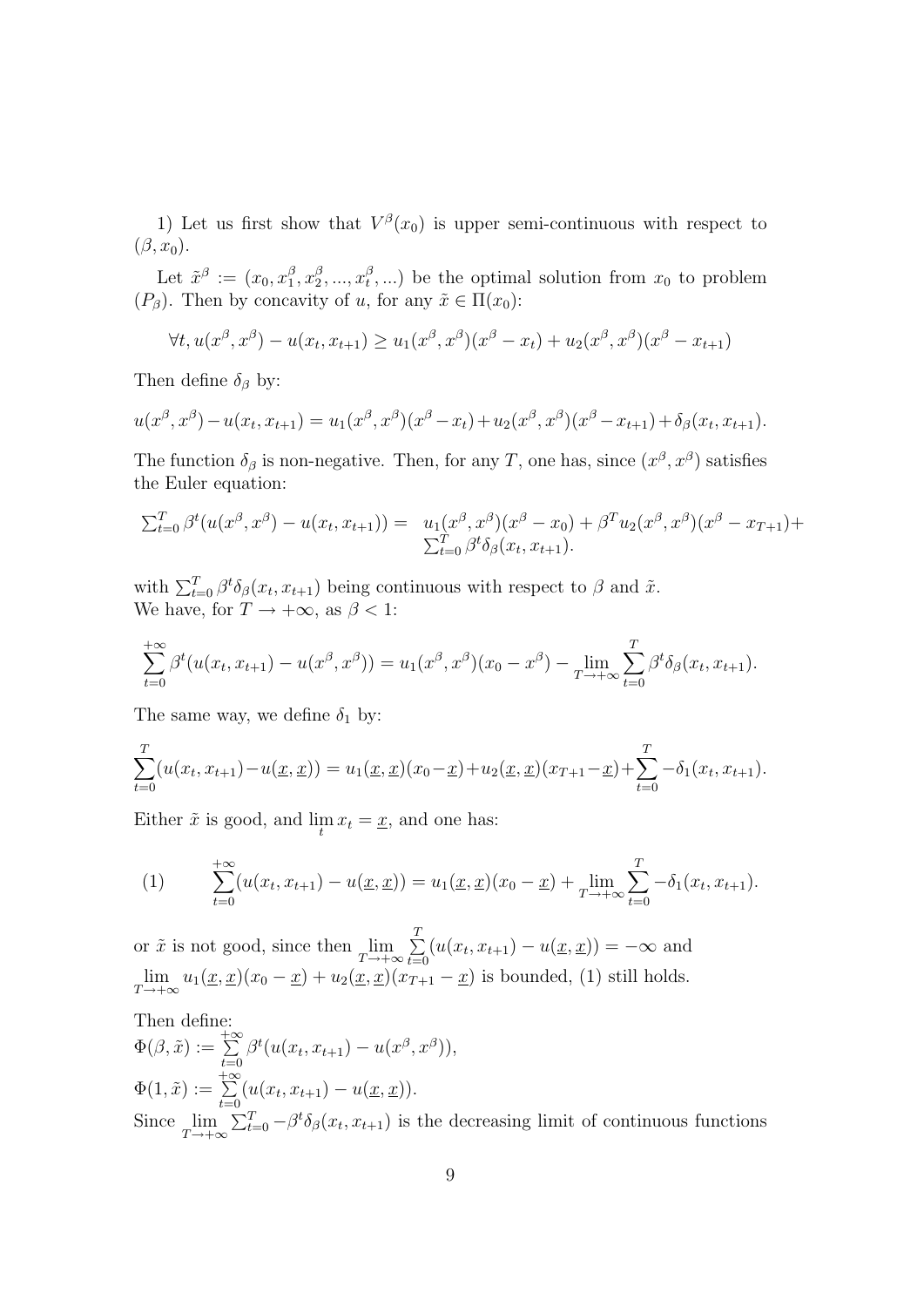1) Let us first show that $V^\beta(x_0)$ is upper semi-continuous with respect to $(\beta, x_0)$.

Let $\tilde{x}^\beta := (x_0, x_1^\beta, x_2^\beta, ..., x_t^\beta, ...)$ be the optimal solution from $x_0$ to problem $(P_\beta)$. Then by concavity of $u$, for any $\tilde{x} \in \Pi(x_0)$:

$$\forall t, u(x^\beta, x^\beta) - u(x_t, x_{t+1}) \geq u_1(x^\beta, x^\beta)(x^\beta - x_t) + u_2(x^\beta, x^\beta)(x^\beta - x_{t+1})$$

Then define $\delta_\beta$ by:

$$u(x^\beta, x^\beta) - u(x_t, x_{t+1}) = u_1(x^\beta, x^\beta)(x^\beta - x_t) + u_2(x^\beta, x^\beta)(x^\beta - x_{t+1}) + \delta_\beta(x_t, x_{t+1}).$$

The function $\delta_\beta$ is non-negative. Then, for any $T$, one has, since $(x^\beta, x^\beta)$ satisfies the Euler equation:

$$\begin{array}{rl}\sum_{t=0}^{T} \beta^t (u(x^\beta, x^\beta) - u(x_t, x_{t+1})) = & u_1(x^\beta, x^\beta)(x^\beta - x_0) + \beta^T u_2(x^\beta, x^\beta)(x^\beta - x_{T+1}) + \\ & \sum_{t=0}^{T} \beta^t \delta_\beta(x_t, x_{t+1}).\end{array}$$

with $\sum_{t=0}^{T} \beta^t \delta_\beta(x_t, x_{t+1})$ being continuous with respect to $\beta$ and $\tilde{x}$.
We have, for $T \to +\infty$, as $\beta < 1$:

$$\sum_{t=0}^{+\infty} \beta^t (u(x_t, x_{t+1}) - u(x^\beta, x^\beta)) = u_1(x^\beta, x^\beta)(x_0 - x^\beta) - \lim_{T \to +\infty} \sum_{t=0}^{T} \beta^t \delta_\beta(x_t, x_{t+1}).$$

The same way, we define $\delta_1$ by:

$$\sum_{t=0}^{T} (u(x_t, x_{t+1}) - u(\underline{x}, \underline{x})) = u_1(\underline{x}, \underline{x})(x_0 - \underline{x}) + u_2(\underline{x}, \underline{x})(x_{T+1} - \underline{x}) + \sum_{t=0}^{T} -\delta_1(x_t, x_{t+1}).$$

Either $\tilde{x}$ is good, and $\lim_t x_t = \underline{x}$, and one has:

$$(1) \qquad \sum_{t=0}^{+\infty} (u(x_t, x_{t+1}) - u(\underline{x}, \underline{x})) = u_1(\underline{x}, \underline{x})(x_0 - \underline{x}) + \lim_{T \to +\infty} \sum_{t=0}^{T} -\delta_1(x_t, x_{t+1}).$$

or $\tilde{x}$ is not good, since then $\lim_{T \to +\infty} \sum_{t=0}^{T} (u(x_t, x_{t+1}) - u(\underline{x}, \underline{x})) = -\infty$ and $\lim_{T \to +\infty} u_1(\underline{x}, \underline{x})(x_0 - \underline{x}) + u_2(\underline{x}, \underline{x})(x_{T+1} - \underline{x})$ is bounded, (1) still holds.

Then define:
$\Phi(\beta, \tilde{x}) := \sum_{t=0}^{+\infty} \beta^t (u(x_t, x_{t+1}) - u(x^\beta, x^\beta))$,
$\Phi(1, \tilde{x}) := \sum_{t=0}^{+\infty} (u(x_t, x_{t+1}) - u(\underline{x}, \underline{x}))$.
Since $\lim_{T \to +\infty} \sum_{t=0}^{T} -\beta^t \delta_\beta(x_t, x_{t+1})$ is the decreasing limit of continuous functions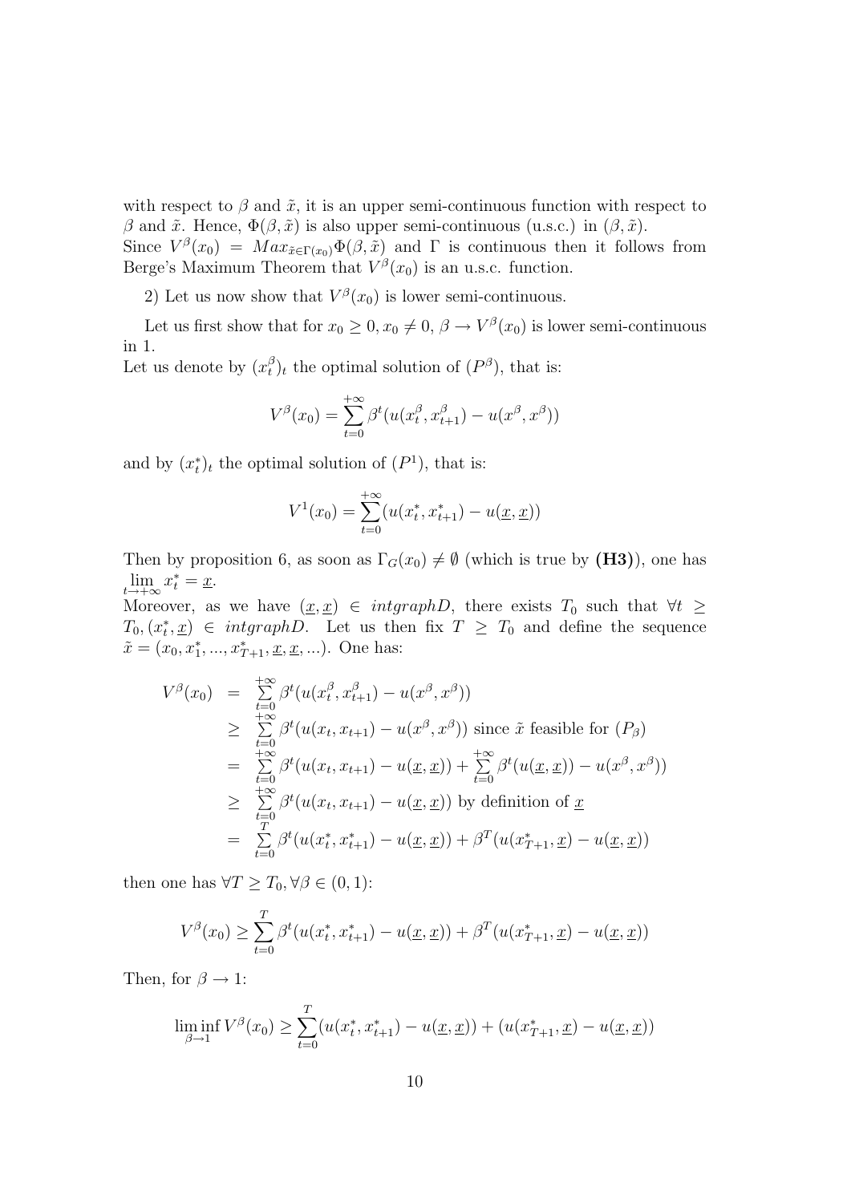with respect to $\beta$ and $\tilde{x}$, it is an upper semi-continuous function with respect to $\beta$ and $\tilde{x}$. Hence, $\Phi(\beta, \tilde{x})$ is also upper semi-continuous (u.s.c.) in $(\beta, \tilde{x})$.
Since $V^{\beta}(x_0) = Max_{\tilde{x} \in \Gamma(x_0)} \Phi(\beta, \tilde{x})$ and $\Gamma$ is continuous then it follows from Berge's Maximum Theorem that $V^{\beta}(x_0)$ is an u.s.c. function.

2) Let us now show that $V^{\beta}(x_0)$ is lower semi-continuous.

Let us first show that for $x_0 \geq 0, x_0 \neq 0$, $\beta \to V^{\beta}(x_0)$ is lower semi-continuous in 1.
Let us denote by $(x_t^{\beta})_t$ the optimal solution of $(P^{\beta})$, that is:

$$V^{\beta}(x_0) = \sum_{t=0}^{+\infty} \beta^t (u(x_t^{\beta}, x_{t+1}^{\beta}) - u(x^{\beta}, x^{\beta}))$$

and by $(x_t^*)_t$ the optimal solution of $(P^1)$, that is:

$$V^1(x_0) = \sum_{t=0}^{+\infty} (u(x_t^*, x_{t+1}^*) - u(\underline{x}, \underline{x}))$$

Then by proposition 6, as soon as $\Gamma_G(x_0) \neq \emptyset$ (which is true by **(H3)**), one has $\lim_{t \to +\infty} x_t^* = \underline{x}$.
Moreover, as we have $(\underline{x}, \underline{x}) \in intgraphD$, there exists $T_0$ such that $\forall t \geq T_0, (x_t^*, \underline{x}) \in intgraphD$. Let us then fix $T \geq T_0$ and define the sequence $\tilde{x} = (x_0, x_1^*, ..., x_{T+1}^*, \underline{x}, \underline{x}, ...)$. One has:

$$\begin{aligned}
V^{\beta}(x_0) &= \sum_{t=0}^{+\infty} \beta^t (u(x_t^{\beta}, x_{t+1}^{\beta}) - u(x^{\beta}, x^{\beta})) \\
&\geq \sum_{t=0}^{+\infty} \beta^t (u(x_t, x_{t+1}) - u(x^{\beta}, x^{\beta})) \text{ since } \tilde{x} \text{ feasible for } (P_{\beta}) \\
&= \sum_{t=0}^{+\infty} \beta^t (u(x_t, x_{t+1}) - u(\underline{x}, \underline{x})) + \sum_{t=0}^{+\infty} \beta^t (u(\underline{x}, \underline{x})) - u(x^{\beta}, x^{\beta})) \\
&\geq \sum_{t=0}^{+\infty} \beta^t (u(x_t, x_{t+1}) - u(\underline{x}, \underline{x})) \text{ by definition of } \underline{x} \\
&= \sum_{t=0}^{T} \beta^t (u(x_t^*, x_{t+1}^*) - u(\underline{x}, \underline{x})) + \beta^T (u(x_{T+1}^*, \underline{x}) - u(\underline{x}, \underline{x}))
\end{aligned}$$

then one has $\forall T \geq T_0, \forall \beta \in (0, 1)$:

$$V^{\beta}(x_0) \geq \sum_{t=0}^{T} \beta^t (u(x_t^*, x_{t+1}^*) - u(\underline{x}, \underline{x})) + \beta^T (u(x_{T+1}^*, \underline{x}) - u(\underline{x}, \underline{x}))$$

Then, for $\beta \to 1$:

$$\liminf_{\beta \to 1} V^{\beta}(x_0) \geq \sum_{t=0}^{T} (u(x_t^*, x_{t+1}^*) - u(\underline{x}, \underline{x})) + (u(x_{T+1}^*, \underline{x}) - u(\underline{x}, \underline{x}))$$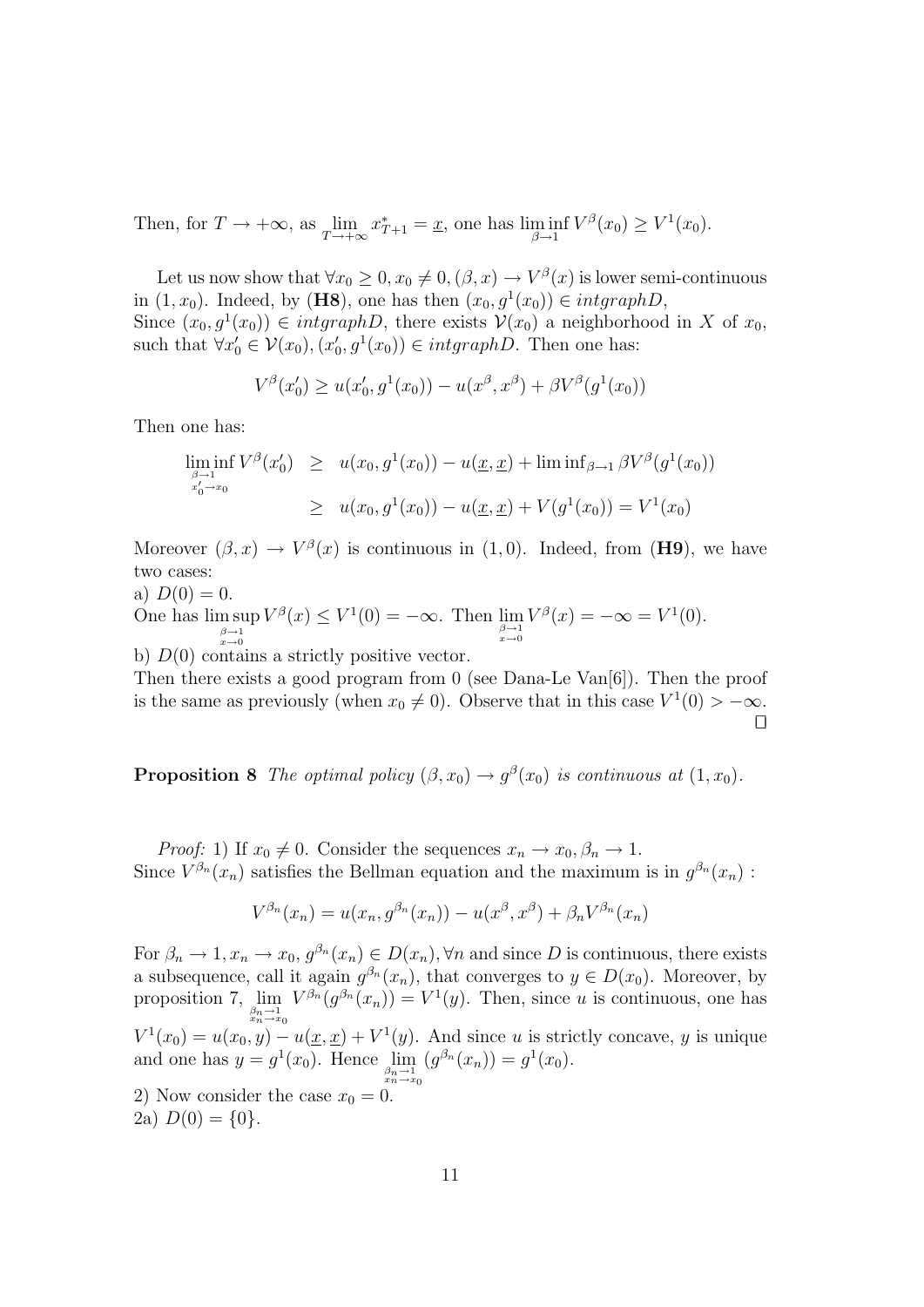Then, for $T \to +\infty$, as $\lim_{T \to +\infty} x^*_{T+1} = \underline{x}$, one has $\liminf_{\beta \to 1} V^\beta(x_0) \geq V^1(x_0)$.

Let us now show that $\forall x_0 \geq 0, x_0 \neq 0, (\beta, x) \to V^\beta(x)$ is lower semi-continuous in $(1, x_0)$. Indeed, by (**H8**), one has then $(x_0, g^1(x_0)) \in intgraphD$,
Since $(x_0, g^1(x_0)) \in intgraphD$, there exists $\mathcal{V}(x_0)$ a neighborhood in $X$ of $x_0$, such that $\forall x'_0 \in \mathcal{V}(x_0), (x'_0, g^1(x_0)) \in intgraphD$. Then one has:

$$V^\beta(x'_0) \geq u(x'_0, g^1(x_0)) - u(x^\beta, x^\beta) + \beta V^\beta(g^1(x_0))$$

Then one has:

$$\begin{aligned}
\liminf_{\substack{\beta \to 1 \\ x'_0 \to x_0}} V^\beta(x'_0) &\geq u(x_0, g^1(x_0)) - u(\underline{x}, \underline{x}) + \liminf{}_{\beta \to 1} \beta V^\beta(g^1(x_0)) \\
&\geq u(x_0, g^1(x_0)) - u(\underline{x}, \underline{x}) + V(g^1(x_0)) = V^1(x_0)
\end{aligned}$$

Moreover $(\beta, x) \to V^\beta(x)$ is continuous in $(1, 0)$. Indeed, from (**H9**), we have two cases:
a) $D(0) = 0$.
One has $\limsup_{\substack{\beta \to 1 \\ x \to 0}} V^\beta(x) \leq V^1(0) = -\infty$. Then $\lim_{\substack{\beta \to 1 \\ x \to 0}} V^\beta(x) = -\infty = V^1(0)$.
b) $D(0)$ contains a strictly positive vector.
Then there exists a good program from 0 (see Dana-Le Van[6]). Then the proof is the same as previously (when $x_0 \neq 0$). Observe that in this case $V^1(0) > -\infty$.
□

**Proposition 8** *The optimal policy $(\beta, x_0) \to g^\beta(x_0)$ is continuous at $(1, x_0)$.*

*Proof:* 1) If $x_0 \neq 0$. Consider the sequences $x_n \to x_0, \beta_n \to 1$.
Since $V^{\beta_n}(x_n)$ satisfies the Bellman equation and the maximum is in $g^{\beta_n}(x_n)$ :

$$V^{\beta_n}(x_n) = u(x_n, g^{\beta_n}(x_n)) - u(x^\beta, x^\beta) + \beta_n V^{\beta_n}(x_n)$$

For $\beta_n \to 1, x_n \to x_0, g^{\beta_n}(x_n) \in D(x_n), \forall n$ and since $D$ is continuous, there exists a subsequence, call it again $g^{\beta_n}(x_n)$, that converges to $y \in D(x_0)$. Moreover, by proposition 7, $\lim_{\substack{\beta_n \to 1 \\ x_n \to x_0}} V^{\beta_n}(g^{\beta_n}(x_n)) = V^1(y)$. Then, since $u$ is continuous, one has $V^1(x_0) = u(x_0, y) - u(\underline{x}, \underline{x}) + V^1(y)$. And since $u$ is strictly concave, $y$ is unique and one has $y = g^1(x_0)$. Hence $\lim_{\substack{\beta_n \to 1 \\ x_n \to x_0}} (g^{\beta_n}(x_n)) = g^1(x_0)$.
2) Now consider the case $x_0 = 0$.
2a) $D(0) = \{0\}$.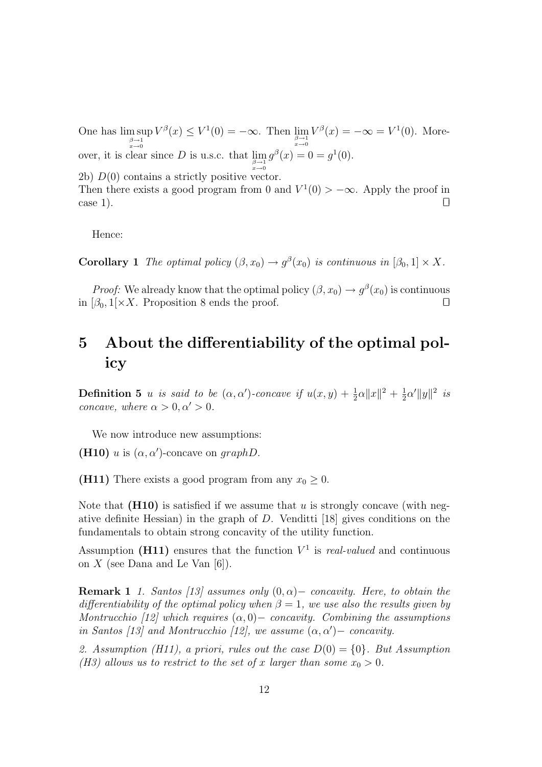One has $\limsup_{\substack{\beta\to 1\\ x\to 0}} V^\beta(x) \le V^1(0) = -\infty$. Then $\lim_{\substack{\beta\to 1\\ x\to 0}} V^\beta(x) = -\infty = V^1(0)$. Moreover, it is clear since $D$ is u.s.c. that $\lim_{\substack{\beta\to 1\\ x\to 0}} g^\beta(x) = 0 = g^1(0)$.

2b) $D(0)$ contains a strictly positive vector.
Then there exists a good program from 0 and $V^1(0) > -\infty$. Apply the proof in case 1). □

Hence:

**Corollary 1** *The optimal policy $(\beta, x_0) \to g^\beta(x_0)$ is continuous in $[\beta_0, 1] \times X$.*

*Proof:* We already know that the optimal policy $(\beta, x_0) \to g^\beta(x_0)$ is continuous in $[\beta_0, 1[ \times X$. Proposition 8 ends the proof. □

# 5 About the differentiability of the optimal policy

**Definition 5** *$u$ is said to be $(\alpha, \alpha')$-concave if $u(x,y) + \frac{1}{2}\alpha\|x\|^2 + \frac{1}{2}\alpha'\|y\|^2$ is concave, where $\alpha > 0, \alpha' > 0$.*

We now introduce new assumptions:

**(H10)** $u$ is $(\alpha, \alpha')$-concave on *graphD*.

**(H11)** There exists a good program from any $x_0 \geq 0$.

Note that **(H10)** is satisfied if we assume that $u$ is strongly concave (with negative definite Hessian) in the graph of $D$. Venditti [18] gives conditions on the fundamentals to obtain strong concavity of the utility function.

Assumption **(H11)** ensures that the function $V^1$ is *real-valued* and continuous on $X$ (see Dana and Le Van [6]).

**Remark 1** *1. Santos [13] assumes only $(0, \alpha)-$ concavity. Here, to obtain the differentiability of the optimal policy when $\beta = 1$, we use also the results given by Montrucchio [12] which requires $(\alpha, 0)-$ concavity. Combining the assumptions in Santos [13] and Montrucchio [12], we assume $(\alpha, \alpha')-$ concavity.*

*2. Assumption (H11), a priori, rules out the case $D(0) = \{0\}$. But Assumption (H3) allows us to restrict to the set of $x$ larger than some $x_0 > 0$.*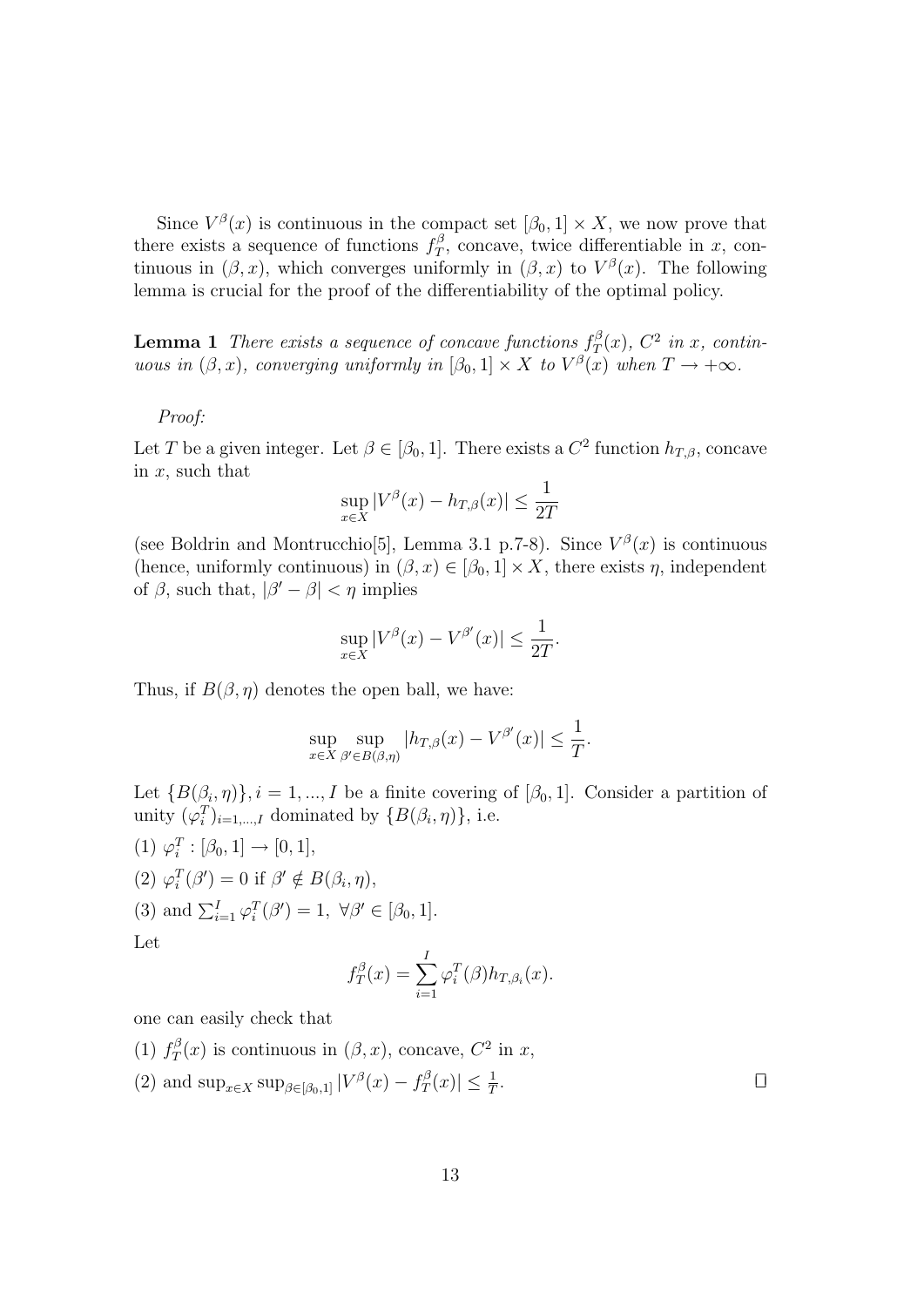Since $V^{\beta}(x)$ is continuous in the compact set $[\beta_0, 1] \times X$, we now prove that there exists a sequence of functions $f_T^{\beta}$, concave, twice differentiable in $x$, continuous in $(\beta, x)$, which converges uniformly in $(\beta, x)$ to $V^{\beta}(x)$. The following lemma is crucial for the proof of the differentiability of the optimal policy.

**Lemma 1** *There exists a sequence of concave functions $f_T^{\beta}(x)$, $C^2$ in $x$, continuous in $(\beta, x)$, converging uniformly in $[\beta_0, 1] \times X$ to $V^{\beta}(x)$ when $T \to +\infty$.*

*Proof:*

Let $T$ be a given integer. Let $\beta \in [\beta_0, 1]$. There exists a $C^2$ function $h_{T,\beta}$, concave in $x$, such that

$$\sup_{x \in X} |V^{\beta}(x) - h_{T,\beta}(x)| \leq \frac{1}{2T}$$

(see Boldrin and Montrucchio[5], Lemma 3.1 p.7-8). Since $V^{\beta}(x)$ is continuous (hence, uniformly continuous) in $(\beta, x) \in [\beta_0, 1] \times X$, there exists $\eta$, independent of $\beta$, such that, $|\beta' - \beta| < \eta$ implies

$$\sup_{x \in X} |V^{\beta}(x) - V^{\beta'}(x)| \leq \frac{1}{2T}.$$

Thus, if $B(\beta, \eta)$ denotes the open ball, we have:

$$\sup_{x \in X} \sup_{\beta' \in B(\beta,\eta)} |h_{T,\beta}(x) - V^{\beta'}(x)| \leq \frac{1}{T}.$$

Let $\{B(\beta_i, \eta)\}, i = 1, ..., I$ be a finite covering of $[\beta_0, 1]$. Consider a partition of unity $(\varphi_i^T)_{i=1,...,I}$ dominated by $\{B(\beta_i, \eta)\}$, i.e.

(1) $\varphi_i^T : [\beta_0, 1] \to [0, 1]$,

(2) $\varphi_i^T(\beta') = 0$ if $\beta' \notin B(\beta_i, \eta)$,

(3) and $\sum_{i=1}^{I} \varphi_i^T(\beta') = 1, \ \forall \beta' \in [\beta_0, 1]$.

Let

$$f_T^{\beta}(x) = \sum_{i=1}^{I} \varphi_i^T(\beta) h_{T,\beta_i}(x).$$

one can easily check that

(1) $f_T^{\beta}(x)$ is continuous in $(\beta, x)$, concave, $C^2$ in $x$,

(2) and $\sup_{x \in X} \sup_{\beta \in [\beta_0, 1]} |V^{\beta}(x) - f_T^{\beta}(x)| \leq \frac{1}{T}$. □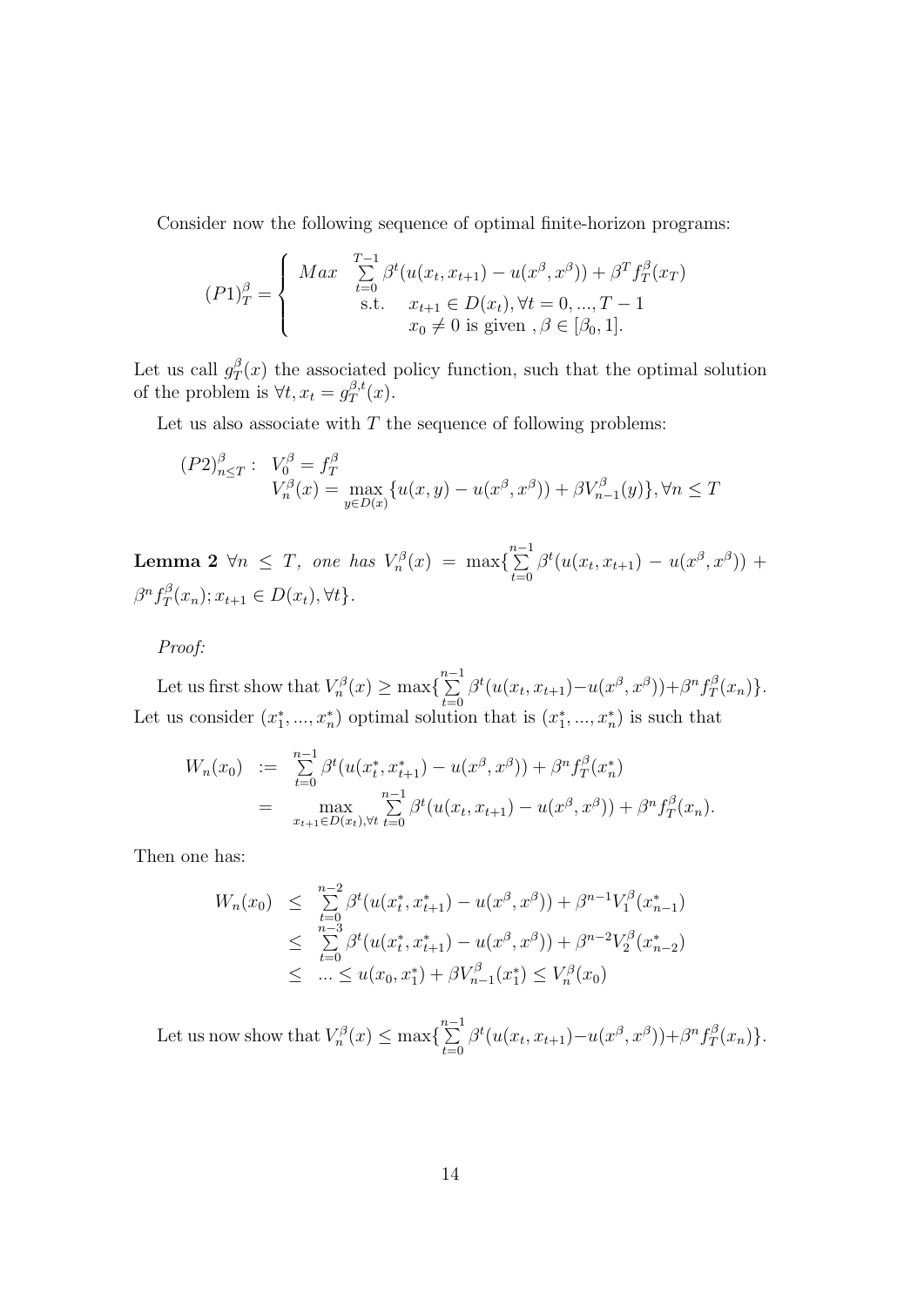Consider now the following sequence of optimal finite-horizon programs:

$$(P1)_T^\beta = \begin{cases} Max & \sum_{t=0}^{T-1} \beta^t (u(x_t, x_{t+1}) - u(x^\beta, x^\beta)) + \beta^T f_T^\beta(x_T) \\ & \text{s.t.} \quad x_{t+1} \in D(x_t), \forall t = 0, ..., T-1 \\ & \quad\quad x_0 \neq 0 \text{ is given }, \beta \in [\beta_0, 1]. \end{cases}$$

Let us call $g_T^\beta(x)$ the associated policy function, such that the optimal solution of the problem is $\forall t, x_t = g_T^{\beta,t}(x)$.

Let us also associate with $T$ the sequence of following problems:

$$(P2)_{n \leq T}^\beta : \begin{array}{l} V_0^\beta = f_T^\beta \\ V_n^\beta(x) = \max_{y \in D(x)} \{u(x,y) - u(x^\beta, x^\beta)) + \beta V_{n-1}^\beta(y)\}, \forall n \leq T \end{array}$$

**Lemma 2** *$\forall n \leq T$, one has $V_n^\beta(x) = \max\{\sum_{t=0}^{n-1} \beta^t (u(x_t, x_{t+1}) - u(x^\beta, x^\beta)) + \beta^n f_T^\beta(x_n); x_{t+1} \in D(x_t), \forall t\}$.*

*Proof:*

Let us first show that $V_n^\beta(x) \geq \max\{\sum_{t=0}^{n-1} \beta^t (u(x_t, x_{t+1}) - u(x^\beta, x^\beta)) + \beta^n f_T^\beta(x_n)\}$. Let us consider $(x_1^*, ..., x_n^*)$ optimal solution that is $(x_1^*, ..., x_n^*)$ is such that

$$\begin{array}{rcl} W_n(x_0) & := & \sum_{t=0}^{n-1} \beta^t (u(x_t^*, x_{t+1}^*) - u(x^\beta, x^\beta)) + \beta^n f_T^\beta(x_n^*) \\ & = & \max_{x_{t+1} \in D(x_t), \forall t} \sum_{t=0}^{n-1} \beta^t (u(x_t, x_{t+1}) - u(x^\beta, x^\beta)) + \beta^n f_T^\beta(x_n). \end{array}$$

Then one has:

$$\begin{array}{rcl} W_n(x_0) & \leq & \sum_{t=0}^{n-2} \beta^t (u(x_t^*, x_{t+1}^*) - u(x^\beta, x^\beta)) + \beta^{n-1} V_1^\beta(x_{n-1}^*) \\ & \leq & \sum_{t=0}^{n-3} \beta^t (u(x_t^*, x_{t+1}^*) - u(x^\beta, x^\beta)) + \beta^{n-2} V_2^\beta(x_{n-2}^*) \\ & \leq & ... \leq u(x_0, x_1^*) + \beta V_{n-1}^\beta(x_1^*) \leq V_n^\beta(x_0) \end{array}$$

Let us now show that $V_n^\beta(x) \leq \max\{\sum_{t=0}^{n-1} \beta^t (u(x_t, x_{t+1}) - u(x^\beta, x^\beta)) + \beta^n f_T^\beta(x_n)\}$.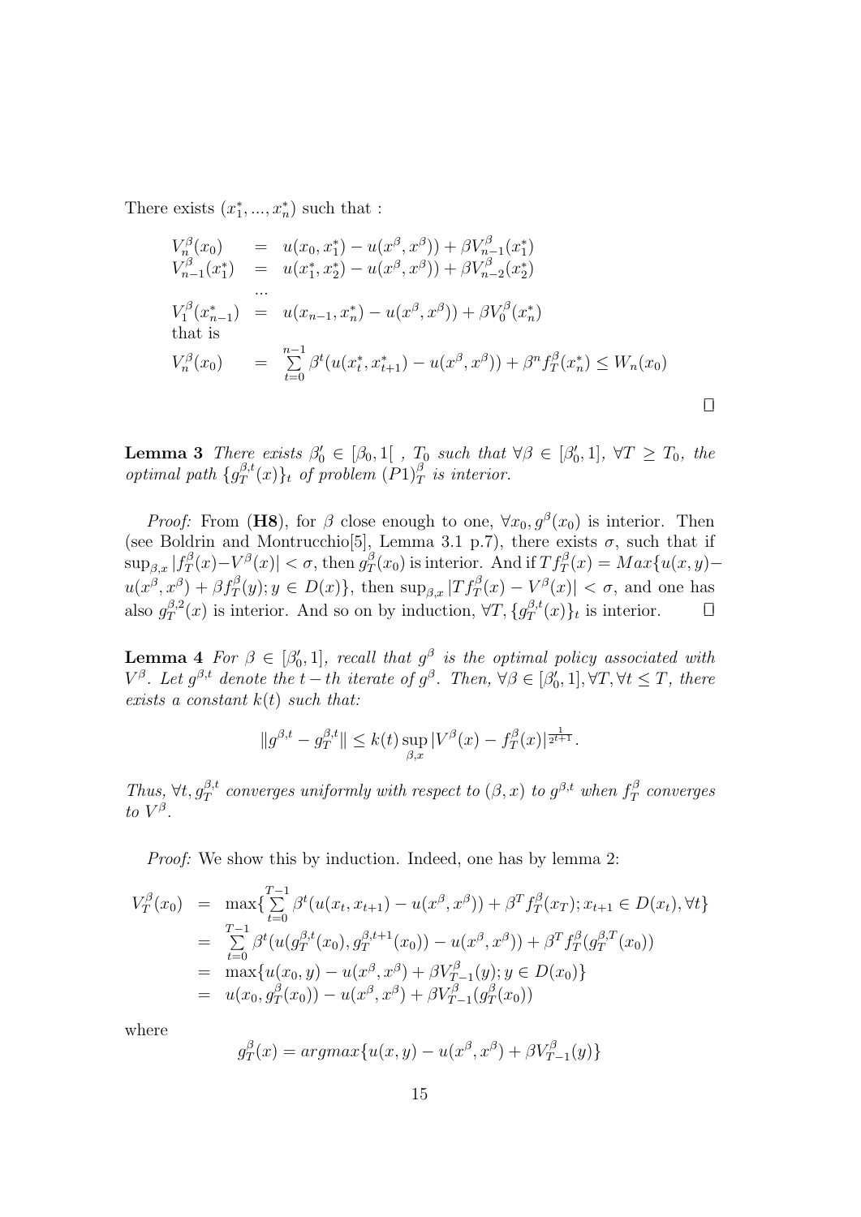There exists $(x_1^*, ..., x_n^*)$ such that :

$$
\begin{array}{lll}
V_n^\beta(x_0) & = & u(x_0, x_1^*) - u(x^\beta, x^\beta)) + \beta V_{n-1}^\beta(x_1^*) \\
V_{n-1}^\beta(x_1^*) & = & u(x_1^*, x_2^*) - u(x^\beta, x^\beta)) + \beta V_{n-2}^\beta(x_2^*) \\
 & ... & \\
V_1^\beta(x_{n-1}^*) & = & u(x_{n-1}, x_n^*) - u(x^\beta, x^\beta)) + \beta V_0^\beta(x_n^*) \\
\text{that is} & & \\
V_n^\beta(x_0) & = & \sum_{t=0}^{n-1} \beta^t (u(x_t^*, x_{t+1}^*) - u(x^\beta, x^\beta)) + \beta^n f_T^\beta(x_n^*) \leq W_n(x_0)
\end{array}
$$

□

**Lemma 3** *There exists $\beta_0' \in [\beta_0, 1[$ , $T_0$ such that $\forall \beta \in [\beta_0', 1]$, $\forall T \geq T_0$, the optimal path $\{g_T^{\beta,t}(x)\}_t$ of problem $(P1)_T^\beta$ is interior.*

*Proof:* From (**H8**), for $\beta$ close enough to one, $\forall x_0, g^\beta(x_0)$ is interior. Then (see Boldrin and Montrucchio[5], Lemma 3.1 p.7), there exists $\sigma$, such that if $\sup_{\beta,x} |f_T^\beta(x) - V^\beta(x)| < \sigma$, then $g_T^\beta(x_0)$ is interior. And if $Tf_T^\beta(x) = Max\{u(x,y) - u(x^\beta, x^\beta) + \beta f_T^\beta(y); y \in D(x)\}$, then $\sup_{\beta,x} |Tf_T^\beta(x) - V^\beta(x)| < \sigma$, and one has also $g_T^{\beta,2}(x)$ is interior. And so on by induction, $\forall T, \{g_T^{\beta,t}(x)\}_t$ is interior. □

**Lemma 4** *For $\beta \in [\beta_0', 1]$, recall that $g^\beta$ is the optimal policy associated with $V^\beta$. Let $g^{\beta,t}$ denote the $t-th$ iterate of $g^\beta$. Then, $\forall \beta \in [\beta_0', 1], \forall T, \forall t \leq T$, there exists a constant $k(t)$ such that:*

$$
\|g^{\beta,t} - g_T^{\beta,t}\| \leq k(t) \sup_{\beta,x} |V^\beta(x) - f_T^\beta(x)|^{\frac{1}{2^{t+1}}}.
$$

*Thus, $\forall t, g_T^{\beta,t}$ converges uniformly with respect to $(\beta, x)$ to $g^{\beta,t}$ when $f_T^\beta$ converges to $V^\beta$.*

*Proof:* We show this by induction. Indeed, one has by lemma 2:

$$
\begin{array}{lll}
V_T^\beta(x_0) & = & \max\{\sum_{t=0}^{T-1} \beta^t(u(x_t, x_{t+1}) - u(x^\beta, x^\beta)) + \beta^T f_T^\beta(x_T); x_{t+1} \in D(x_t), \forall t\} \\
 & = & \sum_{t=0}^{T-1} \beta^t (u(g_T^{\beta,t}(x_0), g_T^{\beta,t+1}(x_0)) - u(x^\beta, x^\beta)) + \beta^T f_T^\beta(g_T^{\beta,T}(x_0)) \\
 & = & \max\{u(x_0, y) - u(x^\beta, x^\beta) + \beta V_{T-1}^\beta(y); y \in D(x_0)\} \\
 & = & u(x_0, g_T^\beta(x_0)) - u(x^\beta, x^\beta) + \beta V_{T-1}^\beta(g_T^\beta(x_0))
\end{array}
$$

where

$$
g_T^\beta(x) = argmax\{u(x,y) - u(x^\beta, x^\beta) + \beta V_{T-1}^\beta(y)\}
$$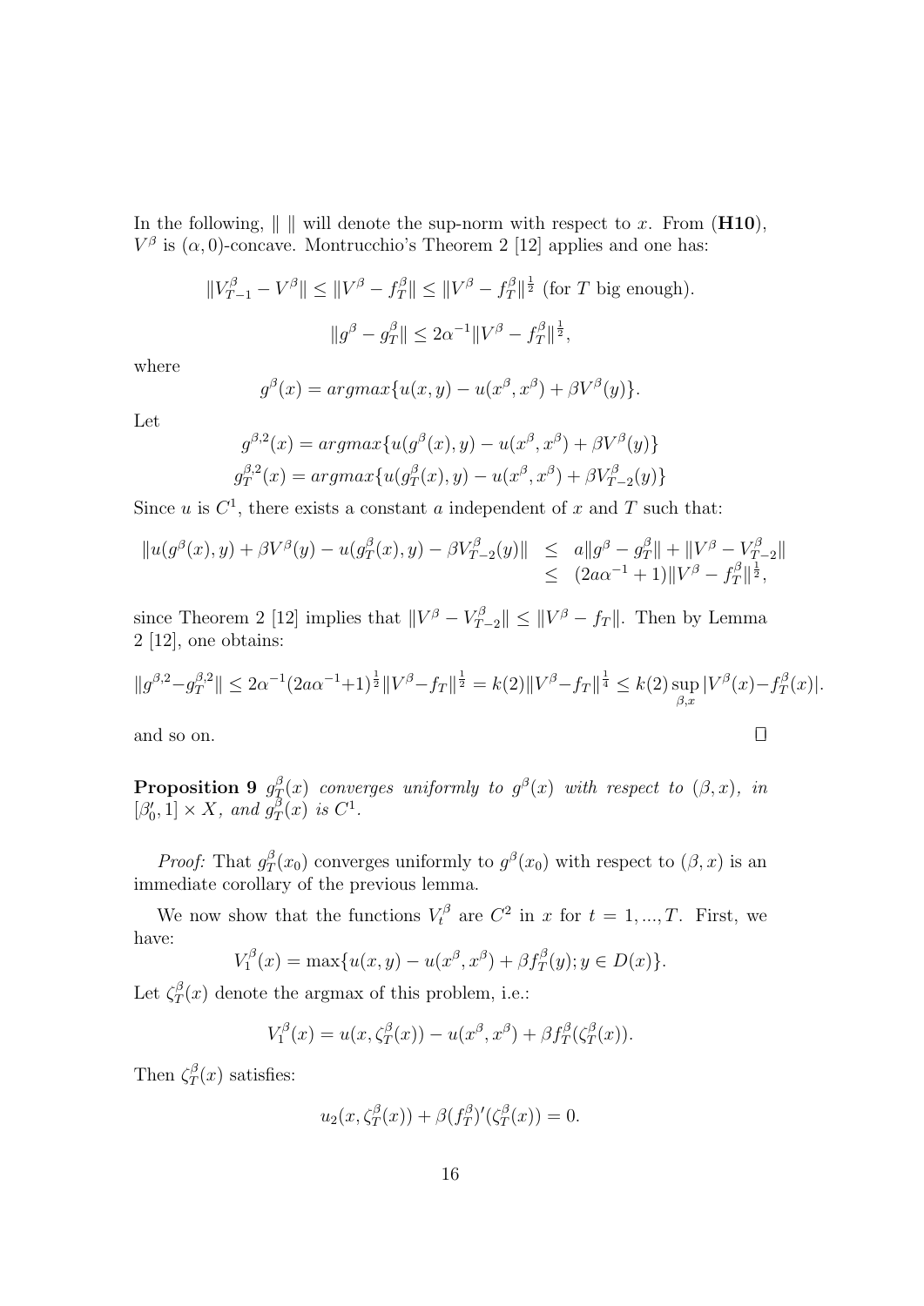In the following, $\| \ \|$ will denote the sup-norm with respect to $x$. From (**H10**), $V^\beta$ is $(\alpha, 0)$-concave. Montrucchio's Theorem 2 [12] applies and one has:

$$\|V_{T-1}^\beta - V^\beta\| \leq \|V^\beta - f_T^\beta\| \leq \|V^\beta - f_T^\beta\|^{\frac{1}{2}} \text{ (for } T \text{ big enough).}$$

$$\|g^\beta - g_T^\beta\| \leq 2\alpha^{-1}\|V^\beta - f_T^\beta\|^{\frac{1}{2}},$$

where

$$g^\beta(x) = argmax\{u(x,y) - u(x^\beta, x^\beta) + \beta V^\beta(y)\}.$$

Let

$$g^{\beta,2}(x) = argmax\{u(g^\beta(x), y) - u(x^\beta, x^\beta) + \beta V^\beta(y)\}$$
$$g_T^{\beta,2}(x) = argmax\{u(g_T^\beta(x), y) - u(x^\beta, x^\beta) + \beta V_{T-2}^\beta(y)\}$$

Since $u$ is $C^1$, there exists a constant $a$ independent of $x$ and $T$ such that:

$$\begin{aligned} \|u(g^\beta(x), y) + \beta V^\beta(y) - u(g_T^\beta(x), y) - \beta V_{T-2}^\beta(y)\| &\leq a\|g^\beta - g_T^\beta\| + \|V^\beta - V_{T-2}^\beta\| \\ &\leq (2a\alpha^{-1} + 1)\|V^\beta - f_T^\beta\|^{\frac{1}{2}}, \end{aligned}$$

since Theorem 2 [12] implies that $\|V^\beta - V_{T-2}^\beta\| \leq \|V^\beta - f_T\|$. Then by Lemma 2 [12], one obtains:

$$\|g^{\beta,2} - g_T^{\beta,2}\| \leq 2\alpha^{-1}(2a\alpha^{-1}+1)^{\frac{1}{2}}\|V^\beta - f_T\|^{\frac{1}{2}} = k(2)\|V^\beta - f_T\|^{\frac{1}{4}} \leq k(2)\sup_{\beta,x}|V^\beta(x) - f_T^\beta(x)|.$$

and so on. $\square$

**Proposition 9** *$g_T^\beta(x)$ converges uniformly to $g^\beta(x)$ with respect to $(\beta, x)$, in $[\beta_0', 1] \times X$, and $g_T^\beta(x)$ is $C^1$.*

*Proof:* That $g_T^\beta(x_0)$ converges uniformly to $g^\beta(x_0)$ with respect to $(\beta, x)$ is an immediate corollary of the previous lemma.

We now show that the functions $V_t^\beta$ are $C^2$ in $x$ for $t = 1, ..., T$. First, we have:

$$V_1^\beta(x) = \max\{u(x,y) - u(x^\beta, x^\beta) + \beta f_T^\beta(y); y \in D(x)\}.$$

Let $\zeta_T^\beta(x)$ denote the argmax of this problem, i.e.:

$$V_1^\beta(x) = u(x, \zeta_T^\beta(x)) - u(x^\beta, x^\beta) + \beta f_T^\beta(\zeta_T^\beta(x)).$$

Then $\zeta_T^\beta(x)$ satisfies:

$$u_2(x, \zeta_T^\beta(x)) + \beta(f_T^\beta)'(\zeta_T^\beta(x)) = 0.$$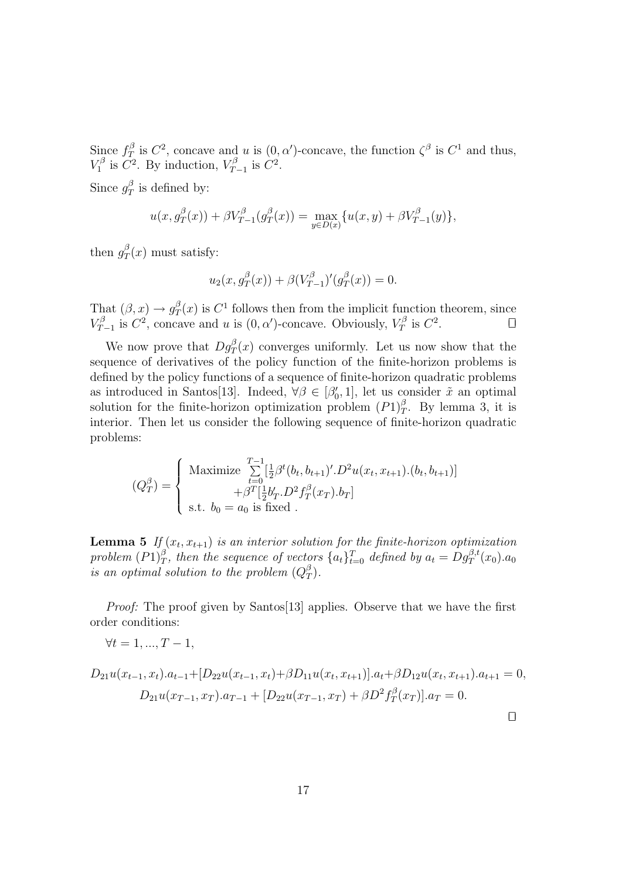Since $f_T^\beta$ is $C^2$, concave and $u$ is $(0,\alpha')$-concave, the function $\zeta^\beta$ is $C^1$ and thus, $V_1^\beta$ is $C^2$. By induction, $V_{T-1}^\beta$ is $C^2$.

Since $g_T^\beta$ is defined by:

$$u(x, g_T^\beta(x)) + \beta V_{T-1}^\beta(g_T^\beta(x)) = \max_{y \in D(x)} \{u(x,y) + \beta V_{T-1}^\beta(y)\},$$

then $g_T^\beta(x)$ must satisfy:

$$u_2(x, g_T^\beta(x)) + \beta (V_{T-1}^\beta)'(g_T^\beta(x)) = 0.$$

That $(\beta, x) \to g_T^\beta(x)$ is $C^1$ follows then from the implicit function theorem, since $V_{T-1}^\beta$ is $C^2$, concave and $u$ is $(0,\alpha')$-concave. Obviously, $V_T^\beta$ is $C^2$. □

We now prove that $Dg_T^\beta(x)$ converges uniformly. Let us now show that the sequence of derivatives of the policy function of the finite-horizon problems is defined by the policy functions of a sequence of finite-horizon quadratic problems as introduced in Santos[13]. Indeed, $\forall \beta \in [\beta_0', 1]$, let us consider $\tilde{x}$ an optimal solution for the finite-horizon optimization problem $(P1)_T^\beta$. By lemma 3, it is interior. Then let us consider the following sequence of finite-horizon quadratic problems:

$$(Q_T^\beta) = \left\{ \begin{array}{l} \text{Maximize } \sum_{t=0}^{T-1} [\frac{1}{2}\beta^t (b_t, b_{t+1})'.D^2u(x_t, x_{t+1}).(b_t, b_{t+1})] \\ \qquad\qquad + \beta^T [\frac{1}{2} b_T'.D^2 f_T^\beta(x_T).b_T] \\ \text{s.t. } b_0 = a_0 \text{ is fixed .} \end{array} \right.$$

**Lemma 5** *If $(x_t, x_{t+1})$ is an interior solution for the finite-horizon optimization problem $(P1)_T^\beta$, then the sequence of vectors $\{a_t\}_{t=0}^T$ defined by $a_t = Dg_T^{\beta,t}(x_0).a_0$ is an optimal solution to the problem $(Q_T^\beta)$.*

*Proof:* The proof given by Santos[13] applies. Observe that we have the first order conditions:

$\forall t = 1, ..., T-1,$

$$D_{21}u(x_{t-1}, x_t).a_{t-1} + [D_{22}u(x_{t-1}, x_t) + \beta D_{11}u(x_t, x_{t+1})].a_t + \beta D_{12}u(x_t, x_{t+1}).a_{t+1} = 0,$$

$$D_{21}u(x_{T-1}, x_T).a_{T-1} + [D_{22}u(x_{T-1}, x_T) + \beta D^2 f_T^\beta(x_T)].a_T = 0.$$

□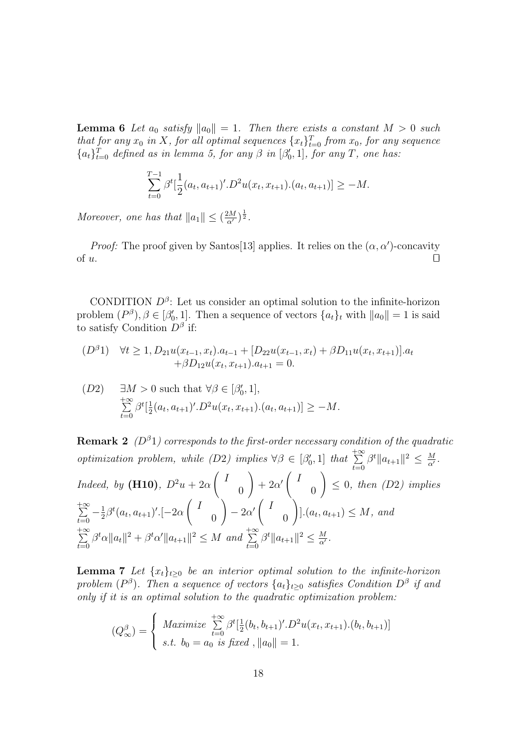**Lemma 6** *Let $a_0$ satisfy $\|a_0\| = 1$. Then there exists a constant $M > 0$ such that for any $x_0$ in $X$, for all optimal sequences $\{x_t\}_{t=0}^{T}$ from $x_0$, for any sequence $\{a_t\}_{t=0}^{T}$ defined as in lemma 5, for any $\beta$ in $[\beta_0', 1]$, for any $T$, one has:*

$$\sum_{t=0}^{T-1} \beta^t [\frac{1}{2}(a_t, a_{t+1})'.D^2u(x_t, x_{t+1}).(a_t, a_{t+1})] \geq -M.$$

*Moreover, one has that $\|a_1\| \leq (\frac{2M}{\alpha'})^{\frac{1}{2}}$.*

*Proof:* The proof given by Santos[13] applies. It relies on the $(\alpha, \alpha')$-concavity of $u$. $\square$

CONDITION $D^\beta$: Let us consider an optimal solution to the infinite-horizon problem $(P^\beta), \beta \in [\beta_0', 1]$. Then a sequence of vectors $\{a_t\}_t$ with $\|a_0\| = 1$ is said to satisfy Condition $D^\beta$ if:

$$(D^\beta 1) \quad \forall t \geq 1, D_{21}u(x_{t-1}, x_t).a_{t-1} + [D_{22}u(x_{t-1}, x_t) + \beta D_{11}u(x_t, x_{t+1})].a_t + \beta D_{12}u(x_t, x_{t+1}).a_{t+1} = 0.$$

$$(D2) \quad \exists M > 0 \text{ such that } \forall \beta \in [\beta_0', 1], \sum_{t=0}^{+\infty} \beta^t [\tfrac{1}{2}(a_t, a_{t+1})'.D^2u(x_t, x_{t+1}).(a_t, a_{t+1})] \geq -M.$$

**Remark 2** *$(D^\beta 1)$ corresponds to the first-order necessary condition of the quadratic optimization problem, while $(D2)$ implies $\forall \beta \in [\beta_0', 1]$ that $\sum_{t=0}^{+\infty} \beta^t \|a_{t+1}\|^2 \leq \frac{M}{\alpha'}$. Indeed, by* **(H10)***, $D^2u + 2\alpha \begin{pmatrix} I & \\ & 0 \end{pmatrix} + 2\alpha' \begin{pmatrix} I & \\ & 0 \end{pmatrix} \leq 0$, then $(D2)$ implies $\sum_{t=0}^{+\infty} -\frac{1}{2}\beta^t (a_t, a_{t+1})'.[-2\alpha \begin{pmatrix} I & \\ & 0 \end{pmatrix} - 2\alpha' \begin{pmatrix} I & \\ & 0 \end{pmatrix}].(a_t, a_{t+1}) \leq M$, and $\sum_{t=0}^{+\infty} \beta^t \alpha \|a_t\|^2 + \beta^t \alpha' \|a_{t+1}\|^2 \leq M$ and $\sum_{t=0}^{+\infty} \beta^t \|a_{t+1}\|^2 \leq \frac{M}{\alpha'}$.*

**Lemma 7** *Let $\{x_t\}_{t \geq 0}$ be an interior optimal solution to the infinite-horizon problem $(P^\beta)$. Then a sequence of vectors $\{a_t\}_{t \geq 0}$ satisfies Condition $D^\beta$ if and only if it is an optimal solution to the quadratic optimization problem:*

$$(Q_\infty^\beta) = \begin{cases} \text{Maximize } \sum_{t=0}^{+\infty} \beta^t [\frac{1}{2}(b_t, b_{t+1})'.D^2u(x_t, x_{t+1}).(b_t, b_{t+1})] \\ \text{s.t. } b_0 = a_0 \text{ is fixed }, \|a_0\| = 1. \end{cases}$$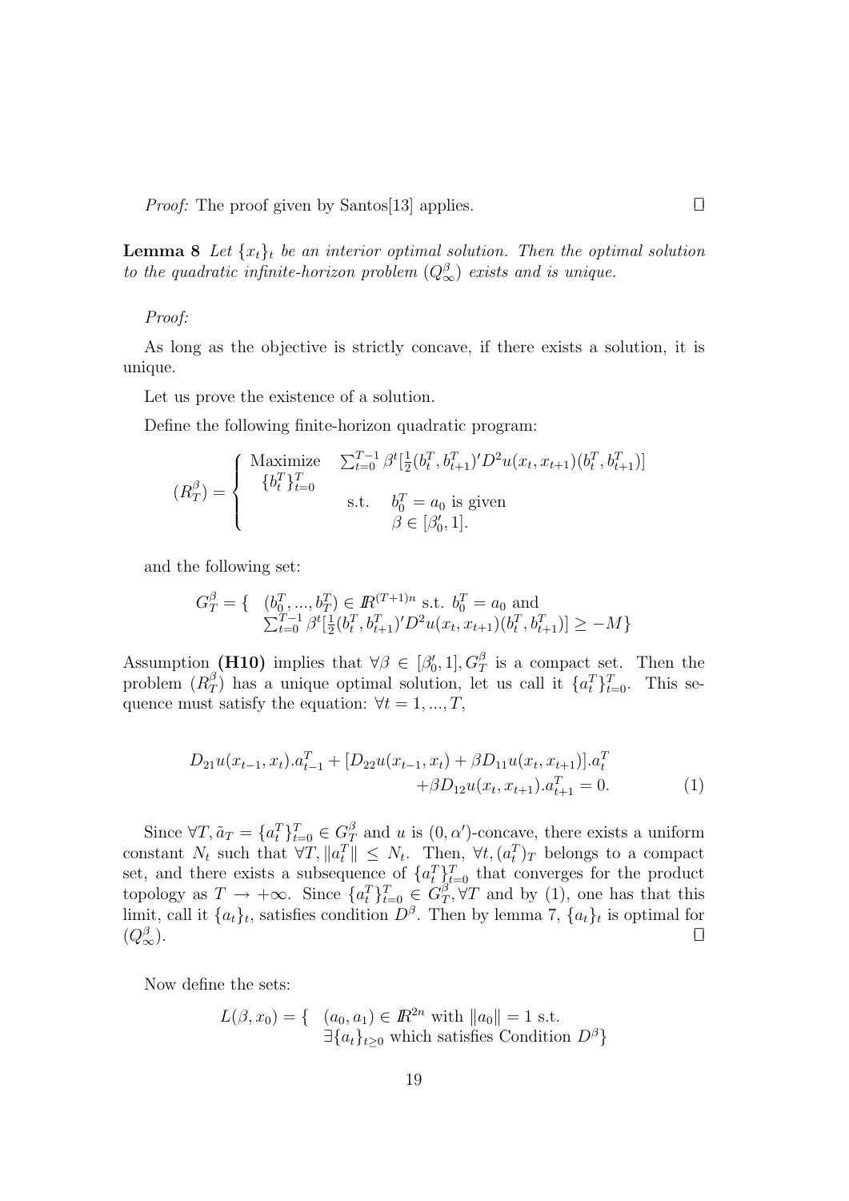*Proof:* The proof given by Santos[13] applies. □

**Lemma 8** *Let $\{x_t\}_t$ be an interior optimal solution. Then the optimal solution to the quadratic infinite-horizon problem $(Q^\beta_\infty)$ exists and is unique.*

*Proof:*

As long as the objective is strictly concave, if there exists a solution, it is unique.

Let us prove the existence of a solution.

Define the following finite-horizon quadratic program:

$$
(R^\beta_T) = \left\{ \begin{array}{ll} \underset{\{b^T_t\}^T_{t=0}}{\text{Maximize}} & \sum_{t=0}^{T-1} \beta^t [\frac{1}{2}(b^T_t, b^T_{t+1})' D^2 u(x_t, x_{t+1})(b^T_t, b^T_{t+1})] \\ & \text{s.t.} \quad b^T_0 = a_0 \text{ is given} \\ & \qquad \beta \in [\beta'_0, 1]. \end{array} \right.
$$

and the following set:

$$
\begin{array}{ll} G^\beta_T = \{ & (b^T_0, ..., b^T_T) \in I\!R^{(T+1)n} \text{ s.t. } b^T_0 = a_0 \text{ and} \\ & \sum_{t=0}^{T-1} \beta^t [\frac{1}{2}(b^T_t, b^T_{t+1})' D^2 u(x_t, x_{t+1})(b^T_t, b^T_{t+1})] \geq -M \} \end{array}
$$

Assumption **(H10)** implies that $\forall \beta \in [\beta'_0, 1], G^\beta_T$ is a compact set. Then the problem $(R^\beta_T)$ has a unique optimal solution, let us call it $\{a^T_t\}^T_{t=0}$. This sequence must satisfy the equation: $\forall t = 1, ..., T$,

$$
\begin{array}{r} D_{21} u(x_{t-1}, x_t).a^T_{t-1} + [D_{22} u(x_{t-1}, x_t) + \beta D_{11} u(x_t, x_{t+1})].a^T_t \\ + \beta D_{12} u(x_t, x_{t+1}).a^T_{t+1} = 0. \end{array} \qquad (1)
$$

Since $\forall T, \tilde{a}_T = \{a^T_t\}^T_{t=0} \in G^\beta_T$ and $u$ is $(0, \alpha')$-concave, there exists a uniform constant $N_t$ such that $\forall T, \|a^T_t\| \leq N_t$. Then, $\forall t, (a^T_t)_T$ belongs to a compact set, and there exists a subsequence of $\{a^T_t\}^T_{t=0}$ that converges for the product topology as $T \to +\infty$. Since $\{a^T_t\}^T_{t=0} \in G^\beta_T, \forall T$ and by (1), one has that this limit, call it $\{a_t\}_t$, satisfies condition $D^\beta$. Then by lemma 7, $\{a_t\}_t$ is optimal for $(Q^\beta_\infty)$. □

Now define the sets:

$$
\begin{array}{ll} L(\beta, x_0) = \{ & (a_0, a_1) \in I\!R^{2n} \text{ with } \|a_0\| = 1 \text{ s.t.} \\ & \exists \{a_t\}_{t \geq 0} \text{ which satisfies Condition } D^\beta \} \end{array}
$$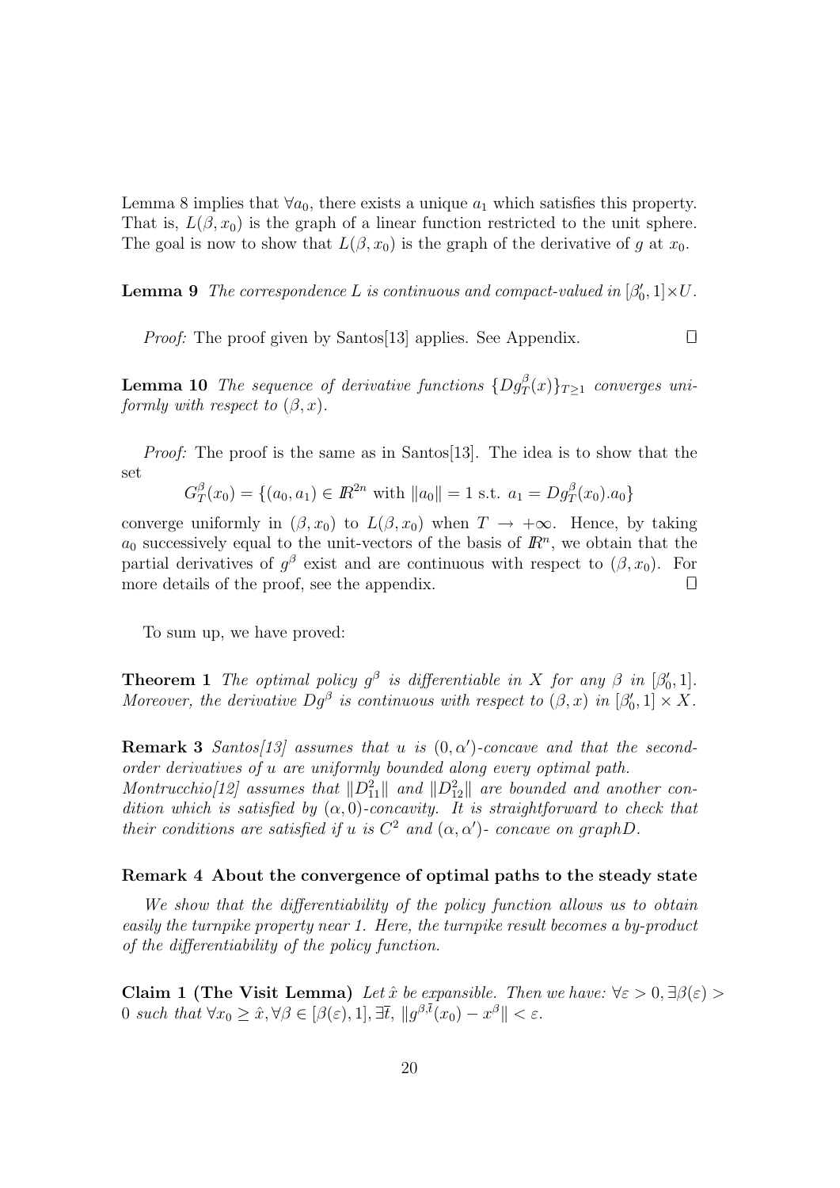Lemma 8 implies that $\forall a_0$, there exists a unique $a_1$ which satisfies this property. That is, $L(\beta, x_0)$ is the graph of a linear function restricted to the unit sphere. The goal is now to show that $L(\beta, x_0)$ is the graph of the derivative of $g$ at $x_0$.

**Lemma 9** *The correspondence $L$ is continuous and compact-valued in $[\beta_0', 1]\times U$.*

*Proof:* The proof given by Santos[13] applies. See Appendix. □

**Lemma 10** *The sequence of derivative functions $\{Dg_T^\beta(x)\}_{T\geq 1}$ converges uniformly with respect to $(\beta, x)$.*

*Proof:* The proof is the same as in Santos[13]. The idea is to show that the set

$$G_T^\beta(x_0) = \{(a_0, a_1) \in I\!R^{2n} \text{ with } \|a_0\| = 1 \text{ s.t. } a_1 = Dg_T^\beta(x_0).a_0\}$$

converge uniformly in $(\beta, x_0)$ to $L(\beta, x_0)$ when $T \to +\infty$. Hence, by taking $a_0$ successively equal to the unit-vectors of the basis of $I\!R^n$, we obtain that the partial derivatives of $g^\beta$ exist and are continuous with respect to $(\beta, x_0)$. For more details of the proof, see the appendix. □

To sum up, we have proved:

**Theorem 1** *The optimal policy $g^\beta$ is differentiable in $X$ for any $\beta$ in $[\beta_0', 1]$. Moreover, the derivative $Dg^\beta$ is continuous with respect to $(\beta, x)$ in $[\beta_0', 1] \times X$.*

**Remark 3** *Santos[13] assumes that $u$ is $(0, \alpha')$-concave and that the second-order derivatives of $u$ are uniformly bounded along every optimal path. Montrucchio[12] assumes that $\|D_{11}^2\|$ and $\|D_{12}^2\|$ are bounded and another condition which is satisfied by $(\alpha, 0)$-concavity. It is straightforward to check that their conditions are satisfied if $u$ is $C^2$ and $(\alpha, \alpha')$- concave on graphD.*

**Remark 4 About the convergence of optimal paths to the steady state**

*We show that the differentiability of the policy function allows us to obtain easily the turnpike property near 1. Here, the turnpike result becomes a by-product of the differentiability of the policy function.*

**Claim 1 (The Visit Lemma)** *Let $\hat{x}$ be expansible. Then we have: $\forall \varepsilon > 0, \exists \beta(\varepsilon) > 0$ such that $\forall x_0 \geq \hat{x}, \forall \beta \in [\beta(\varepsilon), 1], \exists \bar{t}$, $\|g^{\beta,\bar{t}}(x_0) - x^\beta\| < \varepsilon$.*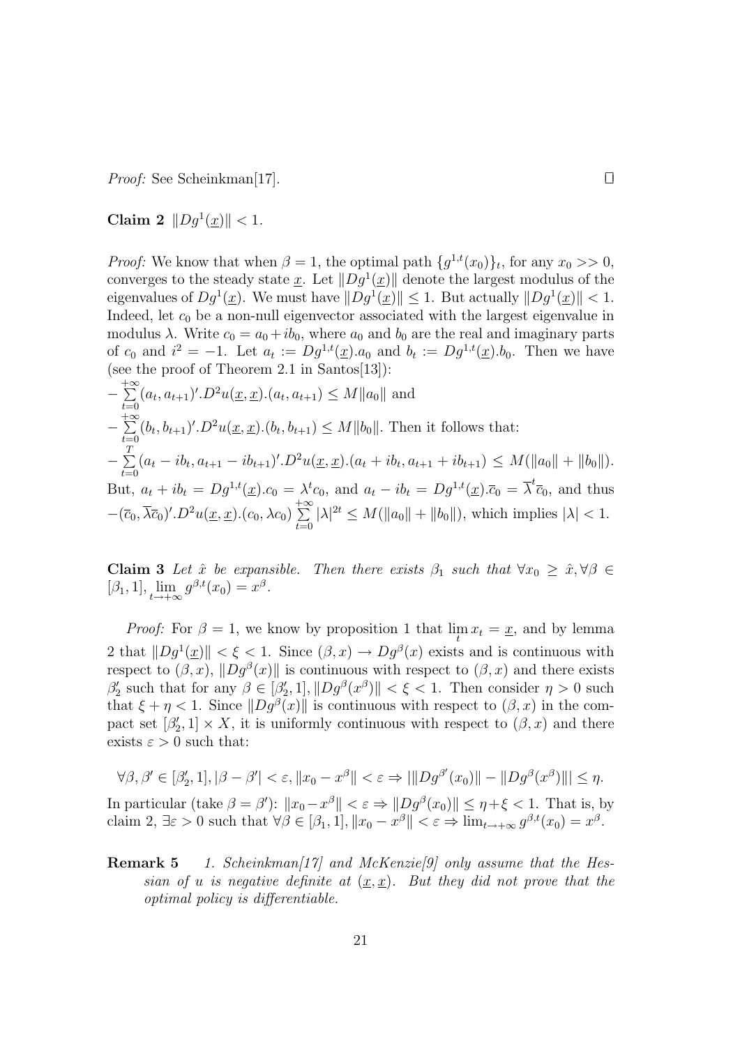*Proof:* See Scheinkman[17]. □

**Claim 2** $\|Dg^1(\underline{x})\| < 1$.

*Proof:* We know that when $\beta = 1$, the optimal path $\{g^{1,t}(x_0)\}_t$, for any $x_0 >> 0$, converges to the steady state $\underline{x}$. Let $\|Dg^1(\underline{x})\|$ denote the largest modulus of the eigenvalues of $Dg^1(\underline{x})$. We must have $\|Dg^1(\underline{x})\| \leq 1$. But actually $\|Dg^1(\underline{x})\| < 1$. Indeed, let $c_0$ be a non-null eigenvector associated with the largest eigenvalue in modulus $\lambda$. Write $c_0 = a_0 + ib_0$, where $a_0$ and $b_0$ are the real and imaginary parts of $c_0$ and $i^2 = -1$. Let $a_t := Dg^{1,t}(\underline{x}).a_0$ and $b_t := Dg^{1,t}(\underline{x}).b_0$. Then we have (see the proof of Theorem 2.1 in Santos[13]):
$-\sum_{t=0}^{+\infty}(a_t, a_{t+1})'.D^2u(\underline{x},\underline{x}).(a_t, a_{t+1}) \leq M\|a_0\|$ and
$-\sum_{t=0}^{+\infty}(b_t, b_{t+1})'.D^2u(\underline{x},\underline{x}).(b_t, b_{t+1}) \leq M\|b_0\|$. Then it follows that:
$-\sum_{t=0}^{T}(a_t - ib_t, a_{t+1} - ib_{t+1})'.D^2u(\underline{x},\underline{x}).(a_t + ib_t, a_{t+1} + ib_{t+1}) \leq M(\|a_0\| + \|b_0\|)$.
But, $a_t + ib_t = Dg^{1,t}(\underline{x}).c_0 = \lambda^t c_0$, and $a_t - ib_t = Dg^{1,t}(\underline{x}).\overline{c}_0 = \overline{\lambda}^t\overline{c}_0$, and thus $-(\overline{c}_0, \overline{\lambda}\overline{c}_0)'.D^2u(\underline{x},\underline{x}).(c_0, \lambda c_0)\sum_{t=0}^{+\infty}|\lambda|^{2t} \leq M(\|a_0\| + \|b_0\|)$, which implies $|\lambda| < 1$.

**Claim 3** *Let $\hat{x}$ be expansible. Then there exists $\beta_1$ such that $\forall x_0 \geq \hat{x}, \forall \beta \in [\beta_1, 1]$, $\lim_{t\to+\infty} g^{\beta,t}(x_0) = x^\beta$.*

*Proof:* For $\beta = 1$, we know by proposition 1 that $\lim_t x_t = \underline{x}$, and by lemma 2 that $\|Dg^1(\underline{x})\| < \xi < 1$. Since $(\beta, x) \to Dg^\beta(x)$ exists and is continuous with respect to $(\beta, x)$, $\|Dg^\beta(x)\|$ is continuous with respect to $(\beta, x)$ and there exists $\beta_2'$ such that for any $\beta \in [\beta_2', 1], \|Dg^\beta(x^\beta)\| < \xi < 1$. Then consider $\eta > 0$ such that $\xi + \eta < 1$. Since $\|Dg^\beta(x)\|$ is continuous with respect to $(\beta, x)$ in the compact set $[\beta_2', 1] \times X$, it is uniformly continuous with respect to $(\beta, x)$ and there exists $\varepsilon > 0$ such that:

$$\forall \beta, \beta' \in [\beta_2', 1], |\beta - \beta'| < \varepsilon, \|x_0 - x^\beta\| < \varepsilon \Rightarrow |\|Dg^{\beta'}(x_0)\| - \|Dg^\beta(x^\beta)\|| \leq \eta.$$

In particular (take $\beta = \beta'$): $\|x_0 - x^\beta\| < \varepsilon \Rightarrow \|Dg^\beta(x_0)\| \leq \eta + \xi < 1$. That is, by claim 2, $\exists \varepsilon > 0$ such that $\forall \beta \in [\beta_1, 1], \|x_0 - x^\beta\| < \varepsilon \Rightarrow \lim_{t\to+\infty} g^{\beta,t}(x_0) = x^\beta$.

**Remark 5** *1. Scheinkman[17] and McKenzie[9] only assume that the Hessian of u is negative definite at $(\underline{x},\underline{x})$. But they did not prove that the optimal policy is differentiable.*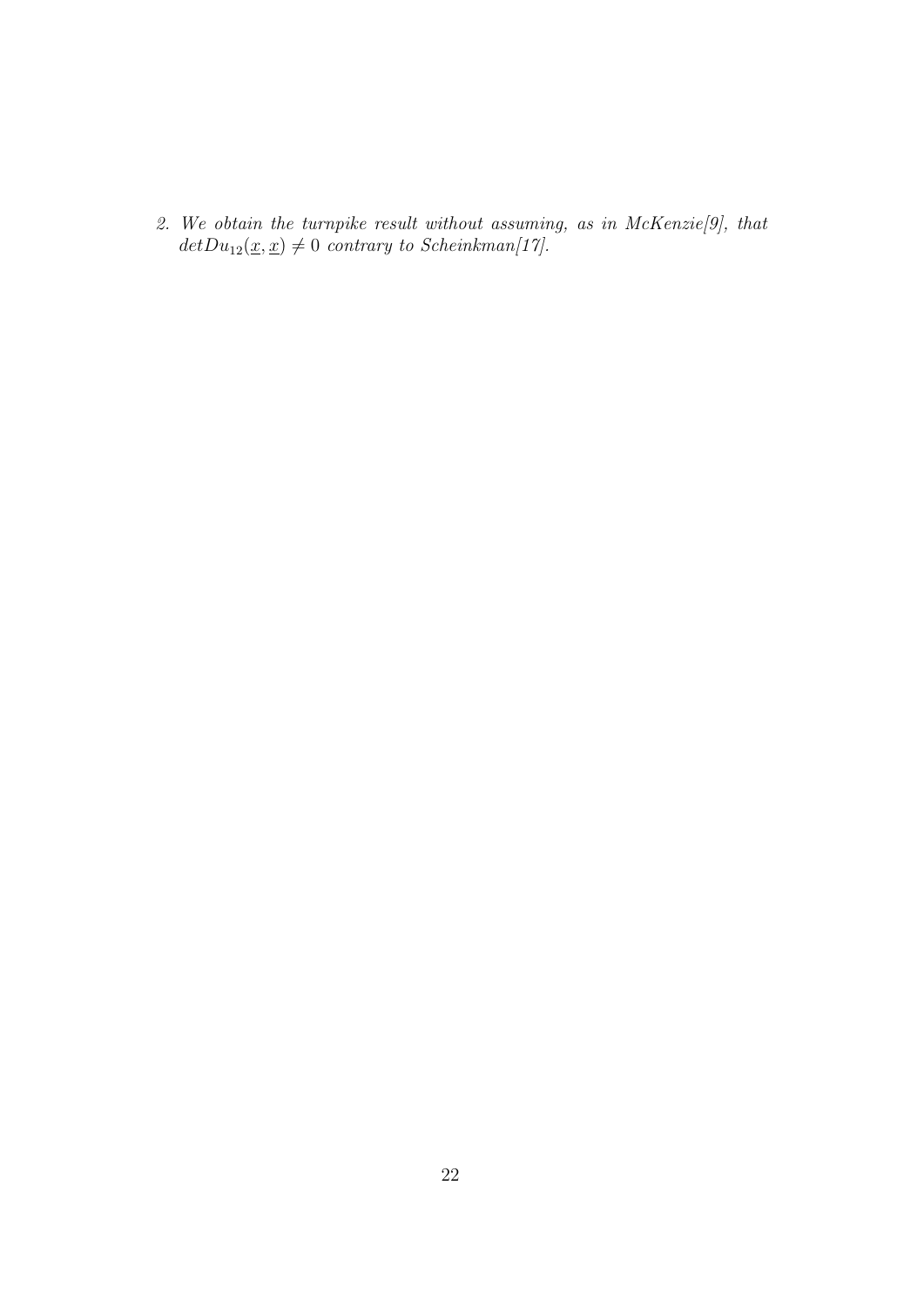2. *We obtain the turnpike result without assuming, as in McKenzie[9], that* $det Du_{12}(\underline{x}, \underline{x}) \neq 0$ *contrary to Scheinkman[17].*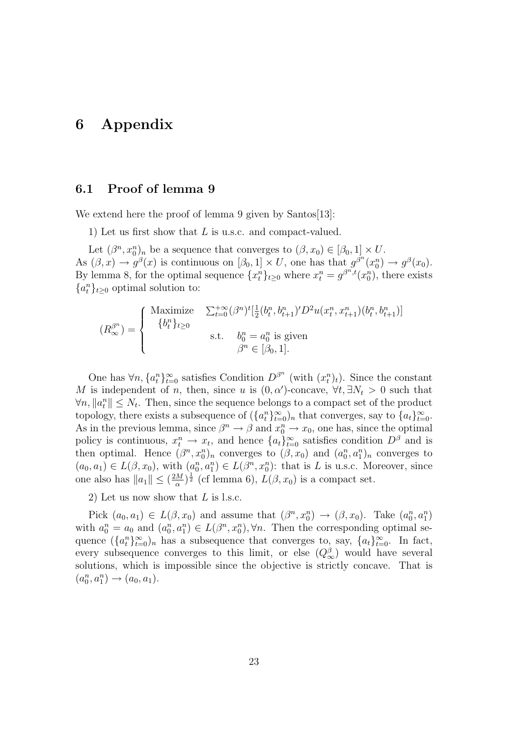# 6 Appendix

## 6.1 Proof of lemma 9

We extend here the proof of lemma 9 given by Santos[13]:

1) Let us first show that $L$ is u.s.c. and compact-valued.

Let $(\beta^n, x_0^n)_n$ be a sequence that converges to $(\beta, x_0) \in [\beta_0, 1] \times U$. As $(\beta, x) \to g^\beta(x)$ is continuous on $[\beta_0, 1] \times U$, one has that $g^{\beta^n}(x_0^n) \to g^\beta(x_0)$. By lemma 8, for the optimal sequence $\{x_t^n\}_{t\geq 0}$ where $x_t^n = g^{\beta^n,t}(x_0^n)$, there exists $\{a_t^n\}_{t\geq 0}$ optimal solution to:

$$
(R_\infty^{\beta^n}) = \begin{cases} \text{Maximize} \quad \sum_{t=0}^{+\infty} (\beta^n)^t [\frac{1}{2}(b_t^n, b_{t+1}^n)' D^2 u(x_t^n, x_{t+1}^n)(b_t^n, b_{t+1}^n)] \\ \quad \{b_t^n\}_{t\geq 0} \\ \qquad\qquad \text{s.t.} \quad b_0^n = a_0^n \text{ is given} \\ \qquad\qquad\qquad \beta^n \in [\beta_0, 1]. \end{cases}
$$

One has $\forall n, \{a_t^n\}_{t=0}^\infty$ satisfies Condition $D^{\beta^n}$ (with $(x_t^n)_t$). Since the constant $M$ is independent of $n$, then, since $u$ is $(0, \alpha')$-concave, $\forall t, \exists N_t > 0$ such that $\forall n, \|a_t^n\| \leq N_t$. Then, since the sequence belongs to a compact set of the product topology, there exists a subsequence of $(\{a_t^n\}_{t=0}^\infty)_n$ that converges, say to $\{a_t\}_{t=0}^\infty$. As in the previous lemma, since $\beta^n \to \beta$ and $x_0^n \to x_0$, one has, since the optimal policy is continuous, $x_t^n \to x_t$, and hence $\{a_t\}_{t=0}^\infty$ satisfies condition $D^\beta$ and is then optimal. Hence $(\beta^n, x_0^n)_n$ converges to $(\beta, x_0)$ and $(a_0^n, a_1^n)_n$ converges to $(a_0, a_1) \in L(\beta, x_0)$, with $(a_0^n, a_1^n) \in L(\beta^n, x_0^n)$: that is $L$ is u.s.c. Moreover, since one also has $\|a_1\| \leq (\frac{2M}{\alpha})^{\frac{1}{2}}$ (cf lemma 6), $L(\beta, x_0)$ is a compact set.

2) Let us now show that $L$ is l.s.c.

Pick $(a_0, a_1) \in L(\beta, x_0)$ and assume that $(\beta^n, x_0^n) \to (\beta, x_0)$. Take $(a_0^n, a_1^n)$ with $a_0^n = a_0$ and $(a_0^n, a_1^n) \in L(\beta^n, x_0^n), \forall n$. Then the corresponding optimal sequence $(\{a_t^n\}_{t=0}^\infty)_n$ has a subsequence that converges to, say, $\{a_t\}_{t=0}^\infty$. In fact, every subsequence converges to this limit, or else $(Q_\infty^\beta)$ would have several solutions, which is impossible since the objective is strictly concave. That is $(a_0^n, a_1^n) \to (a_0, a_1)$.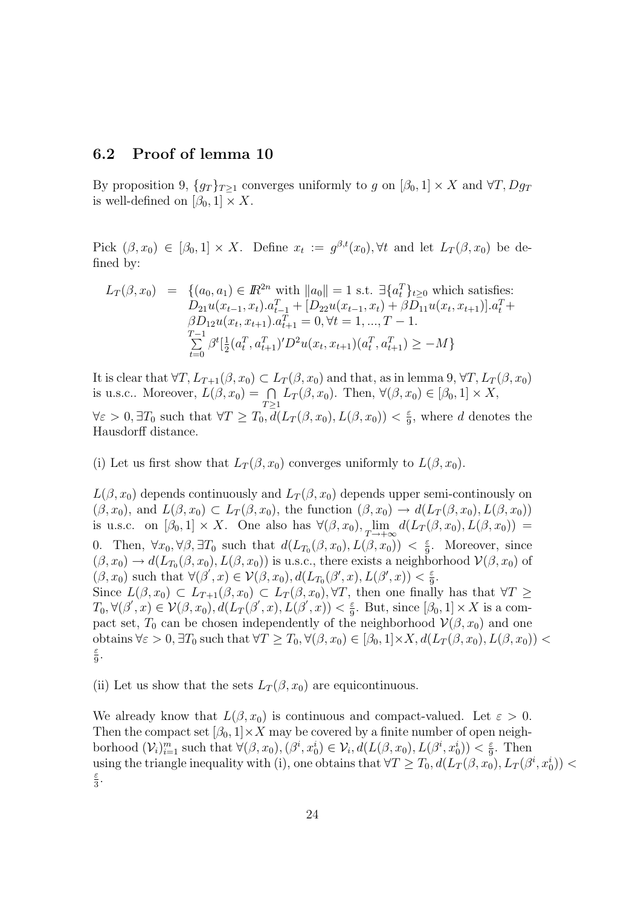## 6.2 Proof of lemma 10

By proposition 9, $\{g_T\}_{T\geq 1}$ converges uniformly to $g$ on $[\beta_0, 1]\times X$ and $\forall T, Dg_T$ is well-defined on $[\beta_0, 1]\times X$.

Pick $(\beta, x_0)\in[\beta_0,1]\times X$. Define $x_t := g^{\beta,t}(x_0), \forall t$ and let $L_T(\beta, x_0)$ be defined by:

$$
\begin{aligned}
L_T(\beta, x_0) \;=\; & \{(a_0, a_1)\in I\!R^{2n} \text{ with } \|a_0\| = 1 \text{ s.t. } \exists\{a_t^T\}_{t\geq 0} \text{ which satisfies:} \\
& D_{21}u(x_{t-1}, x_t).a_{t-1}^T + [D_{22}u(x_{t-1}, x_t) + \beta D_{11}u(x_t, x_{t+1})].a_t^T + \\
& \beta D_{12}u(x_t, x_{t+1}).a_{t+1}^T = 0, \forall t = 1, ..., T-1. \\
& \sum_{t=0}^{T-1}\beta^t[\tfrac{1}{2}(a_t^T, a_{t+1}^T)' D^2 u(x_t, x_{t+1})(a_t^T, a_{t+1}^T) \geq -M\}
\end{aligned}
$$

It is clear that $\forall T, L_{T+1}(\beta, x_0)\subset L_T(\beta, x_0)$ and that, as in lemma 9, $\forall T, L_T(\beta, x_0)$ is u.s.c.. Moreover, $L(\beta, x_0) = \bigcap_{T\geq 1} L_T(\beta, x_0)$. Then, $\forall(\beta, x_0)\in[\beta_0, 1]\times X$, $\forall\varepsilon > 0, \exists T_0$ such that $\forall T\geq T_0, d(L_T(\beta, x_0), L(\beta, x_0)) < \frac{\varepsilon}{9}$, where $d$ denotes the Hausdorff distance.

(i) Let us first show that $L_T(\beta, x_0)$ converges uniformly to $L(\beta, x_0)$.

$L(\beta, x_0)$ depends continuously and $L_T(\beta, x_0)$ depends upper semi-continously on $(\beta, x_0)$, and $L(\beta, x_0)\subset L_T(\beta, x_0)$, the function $(\beta, x_0)\to d(L_T(\beta, x_0), L(\beta, x_0))$ is u.s.c. on $[\beta_0, 1]\times X$. One also has $\forall(\beta, x_0), \lim_{T\to+\infty} d(L_T(\beta, x_0), L(\beta, x_0)) = 0$. Then, $\forall x_0, \forall\beta, \exists T_0$ such that $d(L_{T_0}(\beta, x_0), L(\beta, x_0)) < \frac{\varepsilon}{9}$. Moreover, since $(\beta, x_0)\to d(L_{T_0}(\beta, x_0), L(\beta, x_0))$ is u.s.c., there exists a neighborhood $\mathcal{V}(\beta, x_0)$ of $(\beta, x_0)$ such that $\forall(\beta', x)\in\mathcal{V}(\beta, x_0), d(L_{T_0}(\beta', x), L(\beta', x)) < \frac{\varepsilon}{9}$.
Since $L(\beta, x_0)\subset L_{T+1}(\beta, x_0)\subset L_T(\beta, x_0), \forall T$, then one finally has that $\forall T\geq T_0, \forall(\beta', x)\in\mathcal{V}(\beta, x_0), d(L_T(\beta', x), L(\beta', x)) < \frac{\varepsilon}{9}$. But, since $[\beta_0, 1]\times X$ is a compact set, $T_0$ can be chosen independently of the neighborhood $\mathcal{V}(\beta, x_0)$ and one obtains $\forall\varepsilon > 0, \exists T_0$ such that $\forall T\geq T_0, \forall(\beta, x_0)\in[\beta_0, 1]\times X, d(L_T(\beta, x_0), L(\beta, x_0)) < \frac{\varepsilon}{9}$.

(ii) Let us show that the sets $L_T(\beta, x_0)$ are equicontinuous.

We already know that $L(\beta, x_0)$ is continuous and compact-valued. Let $\varepsilon > 0$. Then the compact set $[\beta_0, 1]\times X$ may be covered by a finite number of open neighborhood $(\mathcal{V}_i)_{i=1}^m$ such that $\forall(\beta, x_0), (\beta^i, x_0^i)\in\mathcal{V}_i, d(L(\beta, x_0), L(\beta^i, x_0^i)) < \frac{\varepsilon}{9}$. Then using the triangle inequality with (i), one obtains that $\forall T\geq T_0, d(L_T(\beta, x_0), L_T(\beta^i, x_0^i)) < \frac{\varepsilon}{3}$.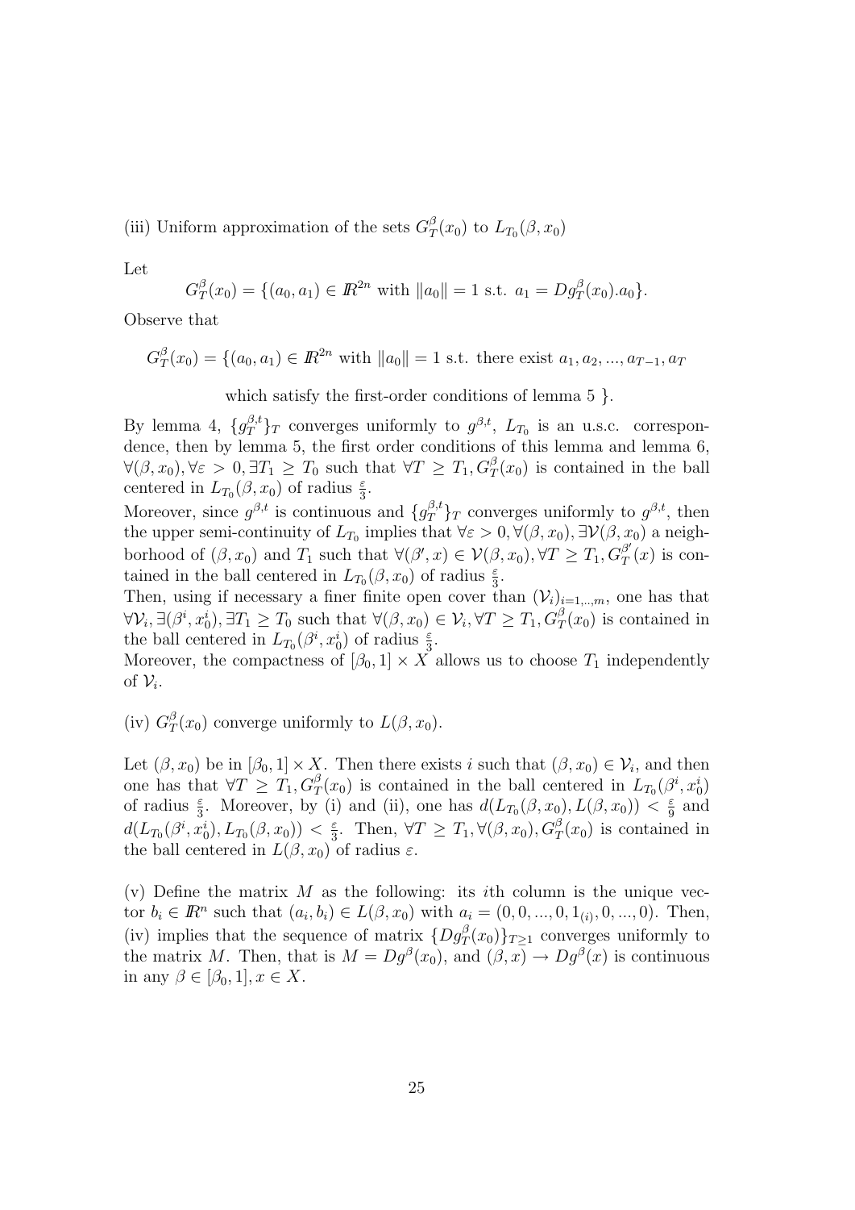(iii) Uniform approximation of the sets $G_T^\beta(x_0)$ to $L_{T_0}(\beta, x_0)$

Let

$$G_T^\beta(x_0) = \{(a_0, a_1) \in I\!R^{2n} \text{ with } \|a_0\| = 1 \text{ s.t. } a_1 = Dg_T^\beta(x_0).a_0\}.$$

Observe that

$$G_T^\beta(x_0) = \{(a_0, a_1) \in I\!R^{2n} \text{ with } \|a_0\| = 1 \text{ s.t. there exist } a_1, a_2, ..., a_{T-1}, a_T$$

$$\text{which satisfy the first-order conditions of lemma 5 }\}.$$

By lemma 4, $\{g_T^{\beta,t}\}_T$ converges uniformly to $g^{\beta,t}$, $L_{T_0}$ is an u.s.c. correspondence, then by lemma 5, the first order conditions of this lemma and lemma 6, $\forall(\beta, x_0), \forall\varepsilon > 0, \exists T_1 \geq T_0$ such that $\forall T \geq T_1, G_T^\beta(x_0)$ is contained in the ball centered in $L_{T_0}(\beta, x_0)$ of radius $\frac{\varepsilon}{3}$.

Moreover, since $g^{\beta,t}$ is continuous and $\{g_T^{\beta,t}\}_T$ converges uniformly to $g^{\beta,t}$, then the upper semi-continuity of $L_{T_0}$ implies that $\forall\varepsilon > 0, \forall(\beta, x_0), \exists\mathcal{V}(\beta, x_0)$ a neighborhood of $(\beta, x_0)$ and $T_1$ such that $\forall(\beta', x) \in \mathcal{V}(\beta, x_0), \forall T \geq T_1, G_T^{\beta'}(x)$ is contained in the ball centered in $L_{T_0}(\beta, x_0)$ of radius $\frac{\varepsilon}{3}$.

Then, using if necessary a finer finite open cover than $(\mathcal{V}_i)_{i=1,..,m}$, one has that $\forall\mathcal{V}_i, \exists(\beta^i, x_0^i), \exists T_1 \geq T_0$ such that $\forall(\beta, x_0) \in \mathcal{V}_i, \forall T \geq T_1, G_T^\beta(x_0)$ is contained in the ball centered in $L_{T_0}(\beta^i, x_0^i)$ of radius $\frac{\varepsilon}{3}$.

Moreover, the compactness of $[\beta_0, 1] \times X$ allows us to choose $T_1$ independently of $\mathcal{V}_i$.

(iv) $G_T^\beta(x_0)$ converge uniformly to $L(\beta, x_0)$.

Let $(\beta, x_0)$ be in $[\beta_0, 1] \times X$. Then there exists $i$ such that $(\beta, x_0) \in \mathcal{V}_i$, and then one has that $\forall T \geq T_1, G_T^\beta(x_0)$ is contained in the ball centered in $L_{T_0}(\beta^i, x_0^i)$ of radius $\frac{\varepsilon}{3}$. Moreover, by (i) and (ii), one has $d(L_{T_0}(\beta, x_0), L(\beta, x_0)) < \frac{\varepsilon}{9}$ and $d(L_{T_0}(\beta^i, x_0^i), L_{T_0}(\beta, x_0)) < \frac{\varepsilon}{3}$. Then, $\forall T \geq T_1, \forall(\beta, x_0), G_T^\beta(x_0)$ is contained in the ball centered in $L(\beta, x_0)$ of radius $\varepsilon$.

(v) Define the matrix $M$ as the following: its $i$th column is the unique vector $b_i \in I\!R^n$ such that $(a_i, b_i) \in L(\beta, x_0)$ with $a_i = (0, 0, ..., 0, 1_{(i)}, 0, ..., 0)$. Then, (iv) implies that the sequence of matrix $\{Dg_T^\beta(x_0)\}_{T\geq 1}$ converges uniformly to the matrix $M$. Then, that is $M = Dg^\beta(x_0)$, and $(\beta, x) \to Dg^\beta(x)$ is continuous in any $\beta \in [\beta_0, 1], x \in X$.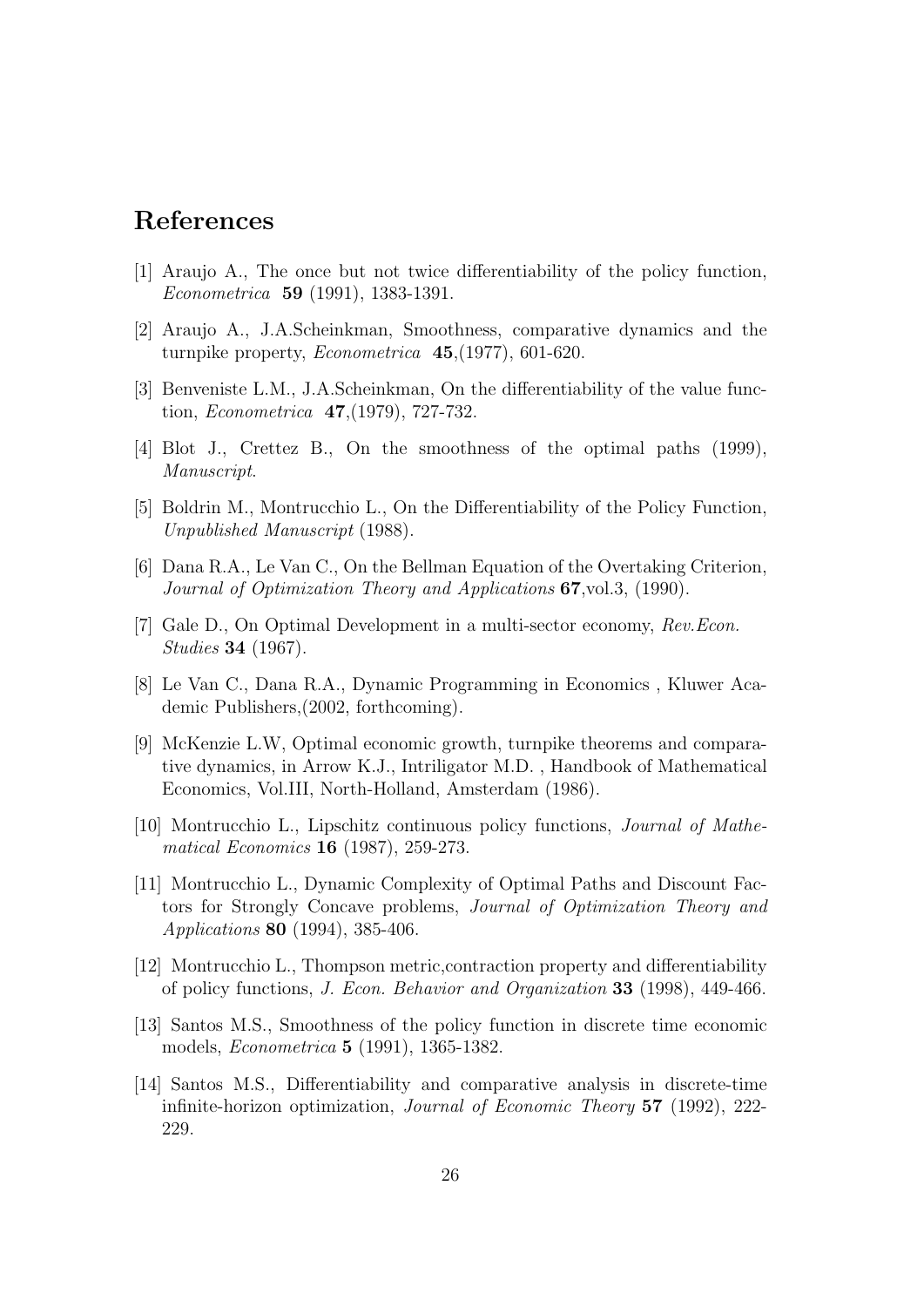# References

[1] Araujo A., The once but not twice differentiability of the policy function, *Econometrica* **59** (1991), 1383-1391.

[2] Araujo A., J.A.Scheinkman, Smoothness, comparative dynamics and the turnpike property, *Econometrica* **45**,(1977), 601-620.

[3] Benveniste L.M., J.A.Scheinkman, On the differentiability of the value function, *Econometrica* **47**,(1979), 727-732.

[4] Blot J., Crettez B., On the smoothness of the optimal paths (1999), *Manuscript*.

[5] Boldrin M., Montrucchio L., On the Differentiability of the Policy Function, *Unpublished Manuscript* (1988).

[6] Dana R.A., Le Van C., On the Bellman Equation of the Overtaking Criterion, *Journal of Optimization Theory and Applications* **67**,vol.3, (1990).

[7] Gale D., On Optimal Development in a multi-sector economy, *Rev.Econ. Studies* **34** (1967).

[8] Le Van C., Dana R.A., Dynamic Programming in Economics , Kluwer Academic Publishers,(2002, forthcoming).

[9] McKenzie L.W, Optimal economic growth, turnpike theorems and comparative dynamics, in Arrow K.J., Intriligator M.D. , Handbook of Mathematical Economics, Vol.III, North-Holland, Amsterdam (1986).

[10] Montrucchio L., Lipschitz continuous policy functions, *Journal of Mathematical Economics* **16** (1987), 259-273.

[11] Montrucchio L., Dynamic Complexity of Optimal Paths and Discount Factors for Strongly Concave problems, *Journal of Optimization Theory and Applications* **80** (1994), 385-406.

[12] Montrucchio L., Thompson metric,contraction property and differentiability of policy functions, *J. Econ. Behavior and Organization* **33** (1998), 449-466.

[13] Santos M.S., Smoothness of the policy function in discrete time economic models, *Econometrica* **5** (1991), 1365-1382.

[14] Santos M.S., Differentiability and comparative analysis in discrete-time infinite-horizon optimization, *Journal of Economic Theory* **57** (1992), 222-229.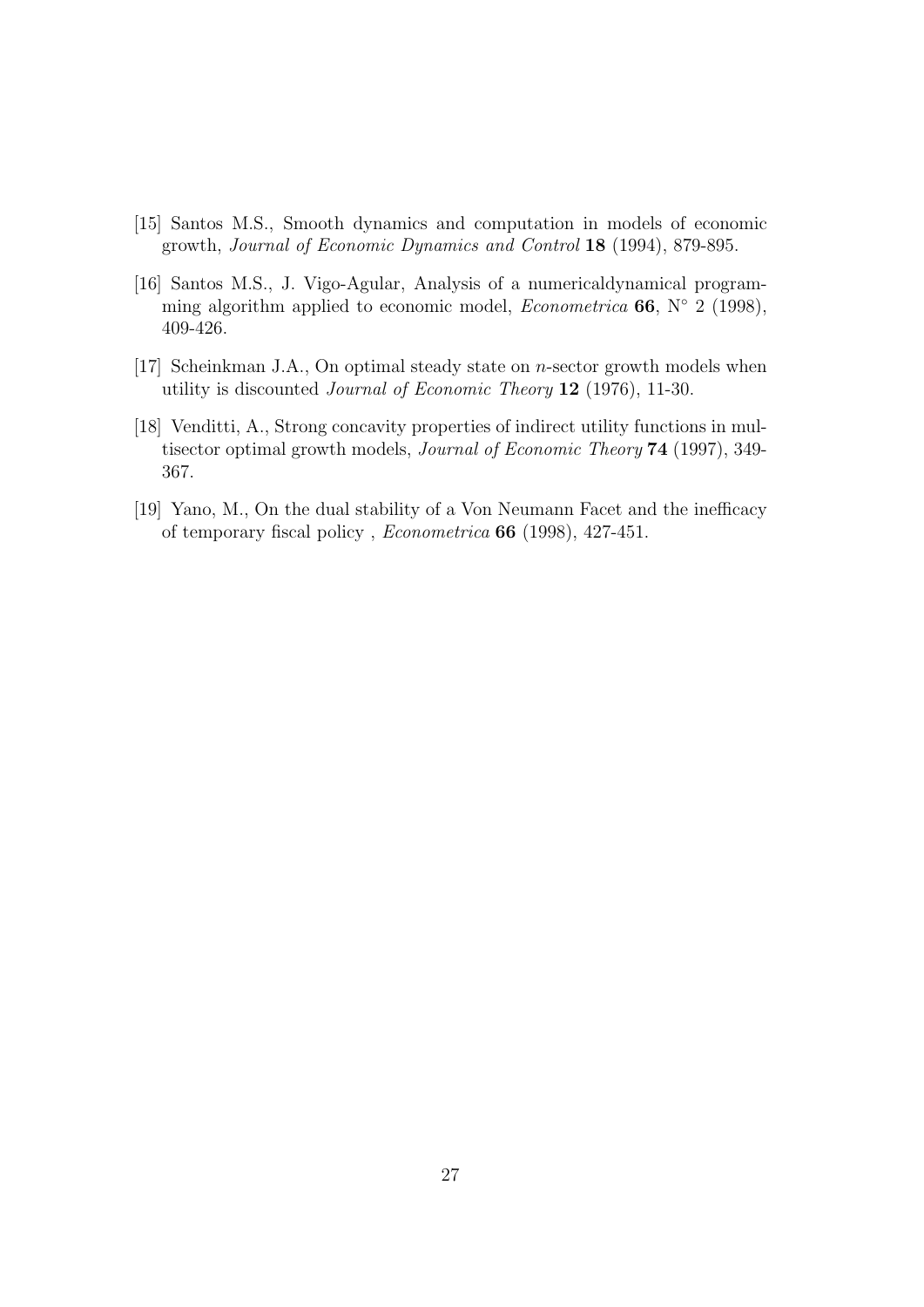[15] Santos M.S., Smooth dynamics and computation in models of economic growth, *Journal of Economic Dynamics and Control* **18** (1994), 879-895.

[16] Santos M.S., J. Vigo-Agular, Analysis of a numericaldynamical programming algorithm applied to economic model, *Econometrica* **66**, N° 2 (1998), 409-426.

[17] Scheinkman J.A., On optimal steady state on $n$-sector growth models when utility is discounted *Journal of Economic Theory* **12** (1976), 11-30.

[18] Venditti, A., Strong concavity properties of indirect utility functions in multisector optimal growth models, *Journal of Economic Theory* **74** (1997), 349-367.

[19] Yano, M., On the dual stability of a Von Neumann Facet and the inefficacy of temporary fiscal policy , *Econometrica* **66** (1998), 427-451.